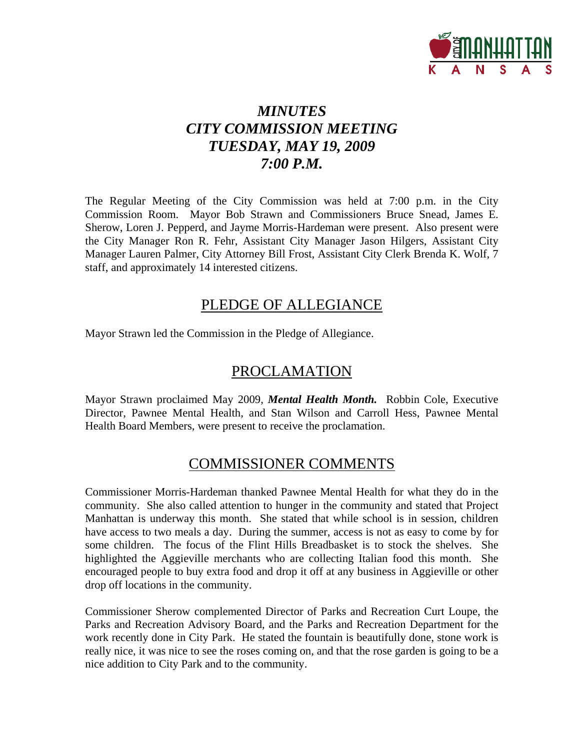# *MINUTES*
# *CITY COMMISSION MEETING*
# *TUESDAY, MAY 19, 2009*
# *7:00 P.M.*

The Regular Meeting of the City Commission was held at 7:00 p.m. in the City Commission Room. Mayor Bob Strawn and Commissioners Bruce Snead, James E. Sherow, Loren J. Pepperd, and Jayme Morris-Hardeman were present. Also present were the City Manager Ron R. Fehr, Assistant City Manager Jason Hilgers, Assistant City Manager Lauren Palmer, City Attorney Bill Frost, Assistant City Clerk Brenda K. Wolf, 7 staff, and approximately 14 interested citizens.

## PLEDGE OF ALLEGIANCE

Mayor Strawn led the Commission in the Pledge of Allegiance.

## PROCLAMATION

Mayor Strawn proclaimed May 2009, ***Mental Health Month.*** Robbin Cole, Executive Director, Pawnee Mental Health, and Stan Wilson and Carroll Hess, Pawnee Mental Health Board Members, were present to receive the proclamation.

## COMMISSIONER COMMENTS

Commissioner Morris-Hardeman thanked Pawnee Mental Health for what they do in the community. She also called attention to hunger in the community and stated that Project Manhattan is underway this month. She stated that while school is in session, children have access to two meals a day. During the summer, access is not as easy to come by for some children. The focus of the Flint Hills Breadbasket is to stock the shelves. She highlighted the Aggieville merchants who are collecting Italian food this month. She encouraged people to buy extra food and drop it off at any business in Aggieville or other drop off locations in the community.

Commissioner Sherow complemented Director of Parks and Recreation Curt Loupe, the Parks and Recreation Advisory Board, and the Parks and Recreation Department for the work recently done in City Park. He stated the fountain is beautifully done, stone work is really nice, it was nice to see the roses coming on, and that the rose garden is going to be a nice addition to City Park and to the community.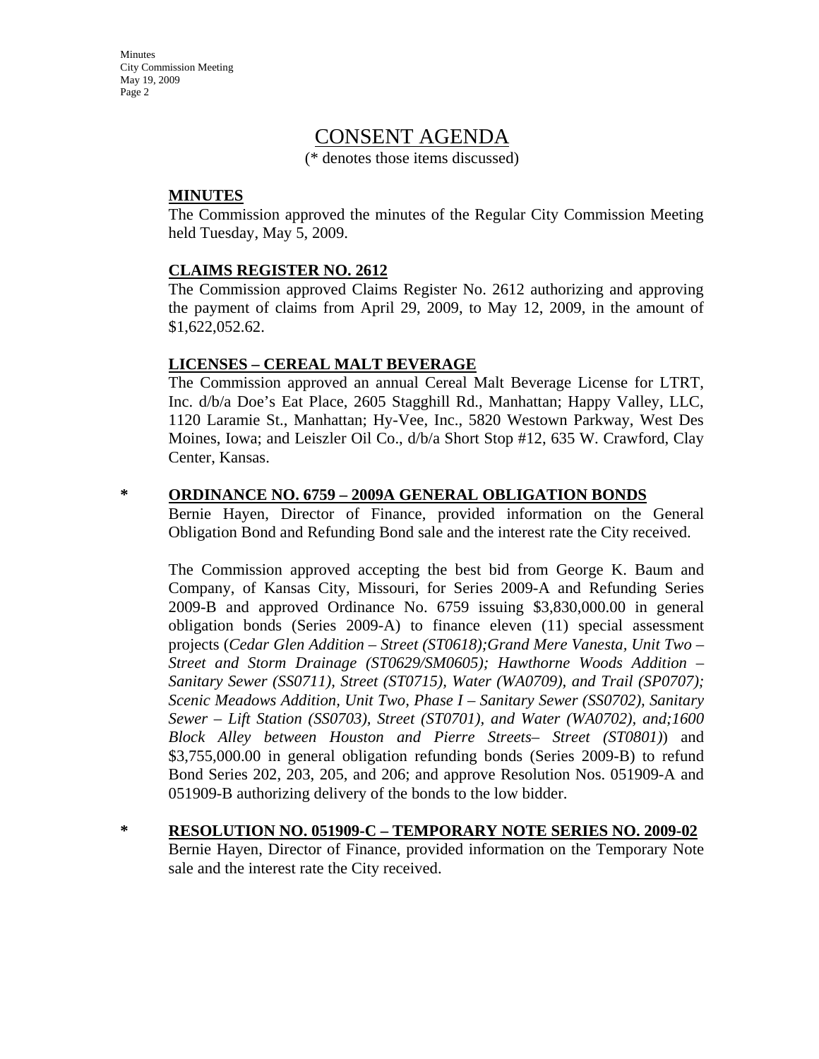# CONSENT AGENDA

(* denotes those items discussed)

**MINUTES**

The Commission approved the minutes of the Regular City Commission Meeting held Tuesday, May 5, 2009.

**CLAIMS REGISTER NO. 2612**

The Commission approved Claims Register No. 2612 authorizing and approving the payment of claims from April 29, 2009, to May 12, 2009, in the amount of $1,622,052.62.

**LICENSES – CEREAL MALT BEVERAGE**

The Commission approved an annual Cereal Malt Beverage License for LTRT, Inc. d/b/a Doe's Eat Place, 2605 Stagghill Rd., Manhattan; Happy Valley, LLC, 1120 Laramie St., Manhattan; Hy-Vee, Inc., 5820 Westown Parkway, West Des Moines, Iowa; and Leiszler Oil Co., d/b/a Short Stop #12, 635 W. Crawford, Clay Center, Kansas.

\* **ORDINANCE NO. 6759 – 2009A GENERAL OBLIGATION BONDS**

Bernie Hayen, Director of Finance, provided information on the General Obligation Bond and Refunding Bond sale and the interest rate the City received.

The Commission approved accepting the best bid from George K. Baum and Company, of Kansas City, Missouri, for Series 2009-A and Refunding Series 2009-B and approved Ordinance No. 6759 issuing $3,830,000.00 in general obligation bonds (Series 2009-A) to finance eleven (11) special assessment projects (*Cedar Glen Addition – Street (ST0618);Grand Mere Vanesta, Unit Two – Street and Storm Drainage (ST0629/SM0605); Hawthorne Woods Addition – Sanitary Sewer (SS0711), Street (ST0715), Water (WA0709), and Trail (SP0707); Scenic Meadows Addition, Unit Two, Phase I – Sanitary Sewer (SS0702), Sanitary Sewer – Lift Station (SS0703), Street (ST0701), and Water (WA0702), and;1600 Block Alley between Houston and Pierre Streets– Street (ST0801)*) and $3,755,000.00 in general obligation refunding bonds (Series 2009-B) to refund Bond Series 202, 203, 205, and 206; and approve Resolution Nos. 051909-A and 051909-B authorizing delivery of the bonds to the low bidder.

\* **RESOLUTION NO. 051909-C – TEMPORARY NOTE SERIES NO. 2009-02**

Bernie Hayen, Director of Finance, provided information on the Temporary Note sale and the interest rate the City received.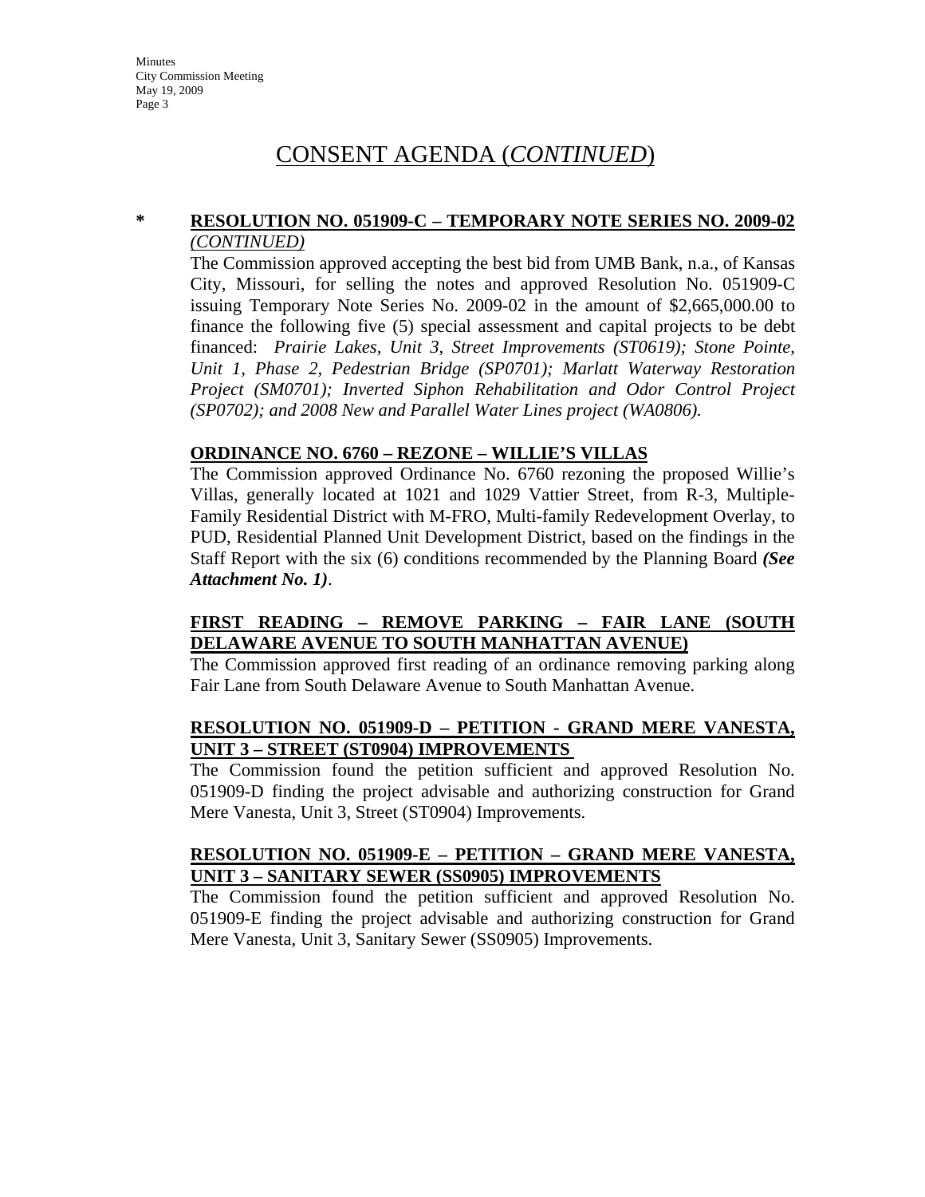# CONSENT AGENDA (*CONTINUED*)

\* **RESOLUTION NO. 051909-C – TEMPORARY NOTE SERIES NO. 2009-02** *(CONTINUED)*

The Commission approved accepting the best bid from UMB Bank, n.a., of Kansas City, Missouri, for selling the notes and approved Resolution No. 051909-C issuing Temporary Note Series No. 2009-02 in the amount of $2,665,000.00 to finance the following five (5) special assessment and capital projects to be debt financed: *Prairie Lakes, Unit 3, Street Improvements (ST0619); Stone Pointe, Unit 1, Phase 2, Pedestrian Bridge (SP0701); Marlatt Waterway Restoration Project (SM0701); Inverted Siphon Rehabilitation and Odor Control Project (SP0702); and 2008 New and Parallel Water Lines project (WA0806).*

**ORDINANCE NO. 6760 – REZONE – WILLIE'S VILLAS**

The Commission approved Ordinance No. 6760 rezoning the proposed Willie's Villas, generally located at 1021 and 1029 Vattier Street, from R-3, Multiple-Family Residential District with M-FRO, Multi-family Redevelopment Overlay, to PUD, Residential Planned Unit Development District, based on the findings in the Staff Report with the six (6) conditions recommended by the Planning Board ***(See Attachment No. 1)***.

**FIRST READING – REMOVE PARKING – FAIR LANE (SOUTH DELAWARE AVENUE TO SOUTH MANHATTAN AVENUE)**

The Commission approved first reading of an ordinance removing parking along Fair Lane from South Delaware Avenue to South Manhattan Avenue.

**RESOLUTION NO. 051909-D – PETITION - GRAND MERE VANESTA, UNIT 3 – STREET (ST0904) IMPROVEMENTS**

The Commission found the petition sufficient and approved Resolution No. 051909-D finding the project advisable and authorizing construction for Grand Mere Vanesta, Unit 3, Street (ST0904) Improvements.

**RESOLUTION NO. 051909-E – PETITION – GRAND MERE VANESTA, UNIT 3 – SANITARY SEWER (SS0905) IMPROVEMENTS**

The Commission found the petition sufficient and approved Resolution No. 051909-E finding the project advisable and authorizing construction for Grand Mere Vanesta, Unit 3, Sanitary Sewer (SS0905) Improvements.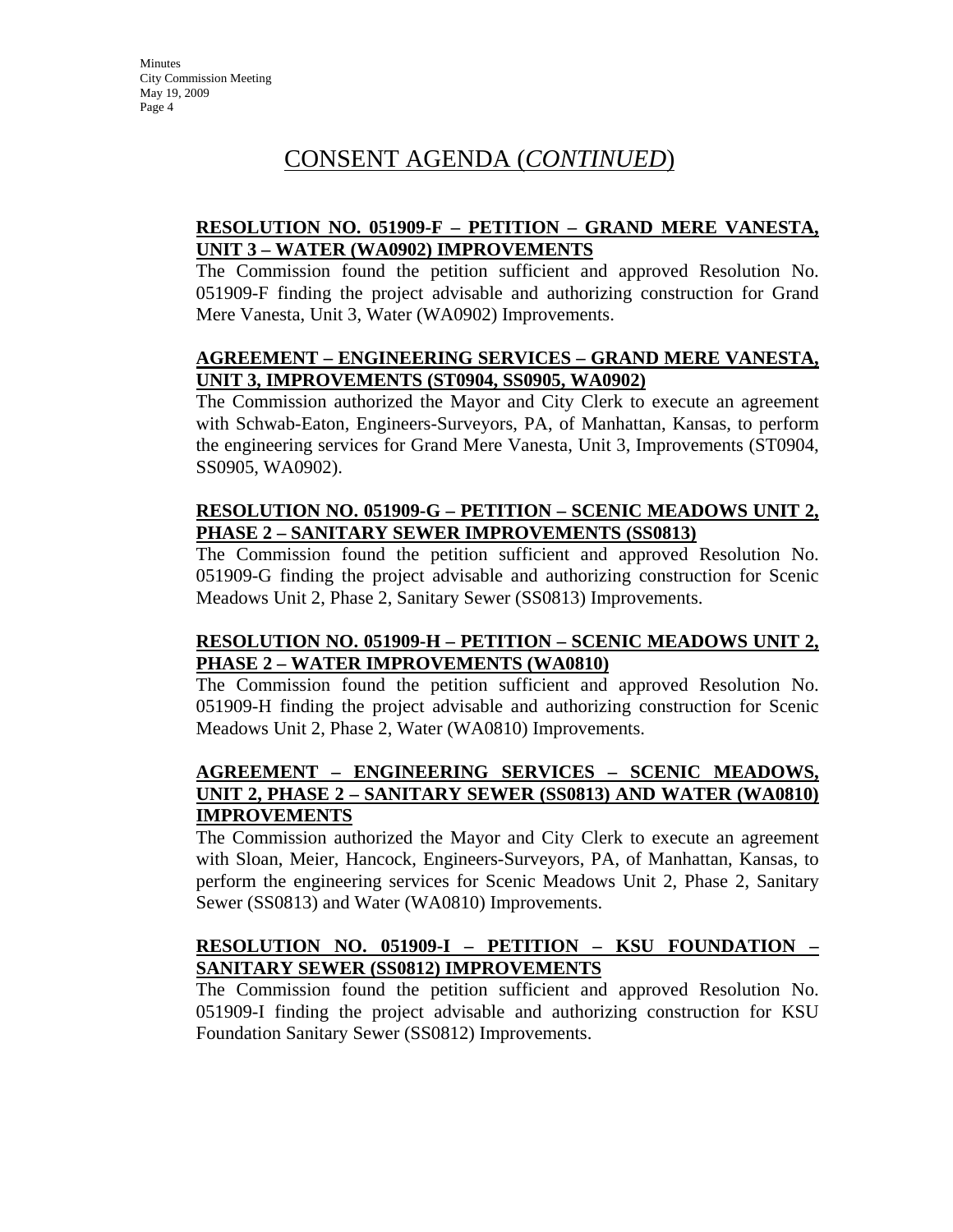# CONSENT AGENDA (*CONTINUED*)

**RESOLUTION NO. 051909-F – PETITION – GRAND MERE VANESTA, UNIT 3 – WATER (WA0902) IMPROVEMENTS**

The Commission found the petition sufficient and approved Resolution No. 051909-F finding the project advisable and authorizing construction for Grand Mere Vanesta, Unit 3, Water (WA0902) Improvements.

**AGREEMENT – ENGINEERING SERVICES – GRAND MERE VANESTA, UNIT 3, IMPROVEMENTS (ST0904, SS0905, WA0902)**

The Commission authorized the Mayor and City Clerk to execute an agreement with Schwab-Eaton, Engineers-Surveyors, PA, of Manhattan, Kansas, to perform the engineering services for Grand Mere Vanesta, Unit 3, Improvements (ST0904, SS0905, WA0902).

**RESOLUTION NO. 051909-G – PETITION – SCENIC MEADOWS UNIT 2, PHASE 2 – SANITARY SEWER IMPROVEMENTS (SS0813)**

The Commission found the petition sufficient and approved Resolution No. 051909-G finding the project advisable and authorizing construction for Scenic Meadows Unit 2, Phase 2, Sanitary Sewer (SS0813) Improvements.

**RESOLUTION NO. 051909-H – PETITION – SCENIC MEADOWS UNIT 2, PHASE 2 – WATER IMPROVEMENTS (WA0810)**

The Commission found the petition sufficient and approved Resolution No. 051909-H finding the project advisable and authorizing construction for Scenic Meadows Unit 2, Phase 2, Water (WA0810) Improvements.

**AGREEMENT – ENGINEERING SERVICES – SCENIC MEADOWS, UNIT 2, PHASE 2 – SANITARY SEWER (SS0813) AND WATER (WA0810) IMPROVEMENTS**

The Commission authorized the Mayor and City Clerk to execute an agreement with Sloan, Meier, Hancock, Engineers-Surveyors, PA, of Manhattan, Kansas, to perform the engineering services for Scenic Meadows Unit 2, Phase 2, Sanitary Sewer (SS0813) and Water (WA0810) Improvements.

**RESOLUTION NO. 051909-I – PETITION – KSU FOUNDATION – SANITARY SEWER (SS0812) IMPROVEMENTS**

The Commission found the petition sufficient and approved Resolution No. 051909-I finding the project advisable and authorizing construction for KSU Foundation Sanitary Sewer (SS0812) Improvements.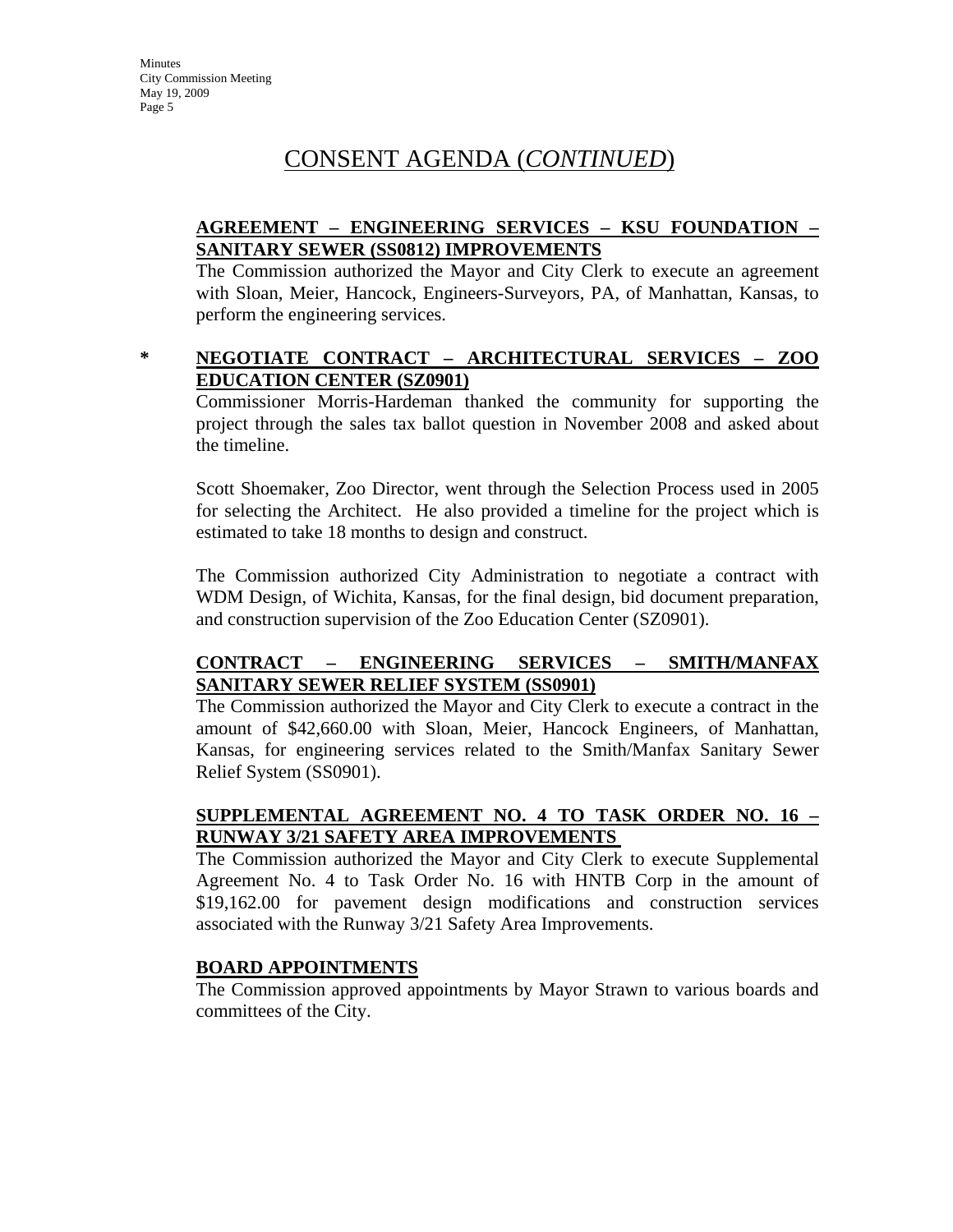# CONSENT AGENDA (*CONTINUED*)

**AGREEMENT – ENGINEERING SERVICES – KSU FOUNDATION – SANITARY SEWER (SS0812) IMPROVEMENTS**

The Commission authorized the Mayor and City Clerk to execute an agreement with Sloan, Meier, Hancock, Engineers-Surveyors, PA, of Manhattan, Kansas, to perform the engineering services.

\* **NEGOTIATE CONTRACT – ARCHITECTURAL SERVICES – ZOO EDUCATION CENTER (SZ0901)**

Commissioner Morris-Hardeman thanked the community for supporting the project through the sales tax ballot question in November 2008 and asked about the timeline.

Scott Shoemaker, Zoo Director, went through the Selection Process used in 2005 for selecting the Architect. He also provided a timeline for the project which is estimated to take 18 months to design and construct.

The Commission authorized City Administration to negotiate a contract with WDM Design, of Wichita, Kansas, for the final design, bid document preparation, and construction supervision of the Zoo Education Center (SZ0901).

**CONTRACT – ENGINEERING SERVICES – SMITH/MANFAX SANITARY SEWER RELIEF SYSTEM (SS0901)**

The Commission authorized the Mayor and City Clerk to execute a contract in the amount of $42,660.00 with Sloan, Meier, Hancock Engineers, of Manhattan, Kansas, for engineering services related to the Smith/Manfax Sanitary Sewer Relief System (SS0901).

**SUPPLEMENTAL AGREEMENT NO. 4 TO TASK ORDER NO. 16 – RUNWAY 3/21 SAFETY AREA IMPROVEMENTS**

The Commission authorized the Mayor and City Clerk to execute Supplemental Agreement No. 4 to Task Order No. 16 with HNTB Corp in the amount of $19,162.00 for pavement design modifications and construction services associated with the Runway 3/21 Safety Area Improvements.

**BOARD APPOINTMENTS**

The Commission approved appointments by Mayor Strawn to various boards and committees of the City.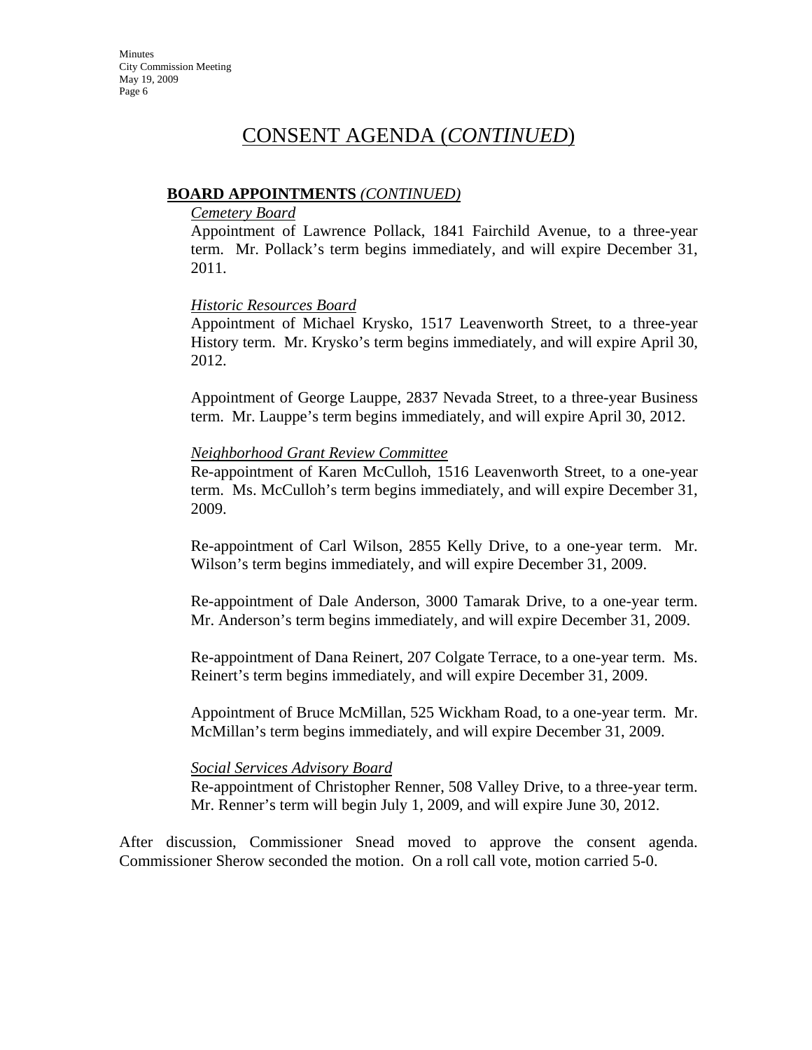# CONSENT AGENDA (*CONTINUED*)

**BOARD APPOINTMENTS** *(CONTINUED)*

*Cemetery Board*

Appointment of Lawrence Pollack, 1841 Fairchild Avenue, to a three-year term. Mr. Pollack's term begins immediately, and will expire December 31, 2011.

*Historic Resources Board*

Appointment of Michael Krysko, 1517 Leavenworth Street, to a three-year History term. Mr. Krysko's term begins immediately, and will expire April 30, 2012.

Appointment of George Lauppe, 2837 Nevada Street, to a three-year Business term. Mr. Lauppe's term begins immediately, and will expire April 30, 2012.

*Neighborhood Grant Review Committee*

Re-appointment of Karen McCulloh, 1516 Leavenworth Street, to a one-year term. Ms. McCulloh's term begins immediately, and will expire December 31, 2009.

Re-appointment of Carl Wilson, 2855 Kelly Drive, to a one-year term. Mr. Wilson's term begins immediately, and will expire December 31, 2009.

Re-appointment of Dale Anderson, 3000 Tamarak Drive, to a one-year term. Mr. Anderson's term begins immediately, and will expire December 31, 2009.

Re-appointment of Dana Reinert, 207 Colgate Terrace, to a one-year term. Ms. Reinert's term begins immediately, and will expire December 31, 2009.

Appointment of Bruce McMillan, 525 Wickham Road, to a one-year term. Mr. McMillan's term begins immediately, and will expire December 31, 2009.

*Social Services Advisory Board*

Re-appointment of Christopher Renner, 508 Valley Drive, to a three-year term. Mr. Renner's term will begin July 1, 2009, and will expire June 30, 2012.

After discussion, Commissioner Snead moved to approve the consent agenda. Commissioner Sherow seconded the motion. On a roll call vote, motion carried 5-0.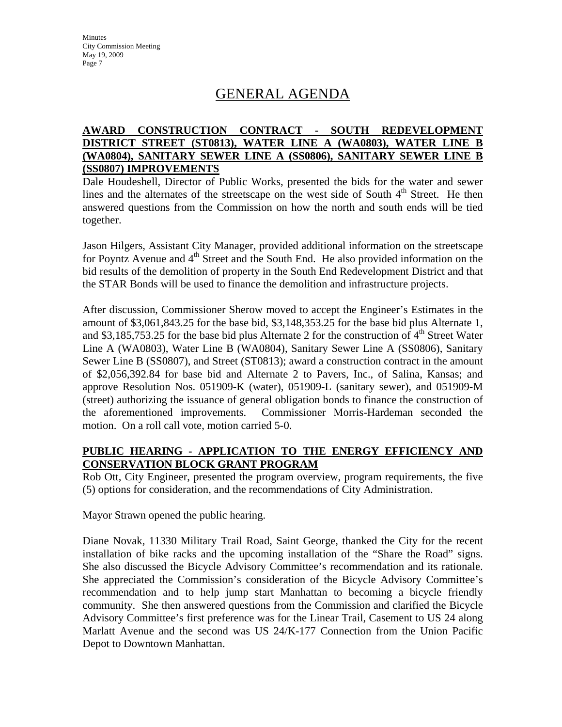# GENERAL AGENDA

## AWARD CONSTRUCTION CONTRACT - SOUTH REDEVELOPMENT DISTRICT STREET (ST0813), WATER LINE A (WA0803), WATER LINE B (WA0804), SANITARY SEWER LINE A (SS0806), SANITARY SEWER LINE B (SS0807) IMPROVEMENTS

Dale Houdeshell, Director of Public Works, presented the bids for the water and sewer lines and the alternates of the streetscape on the west side of South 4th Street. He then answered questions from the Commission on how the north and south ends will be tied together.

Jason Hilgers, Assistant City Manager, provided additional information on the streetscape for Poyntz Avenue and 4th Street and the South End. He also provided information on the bid results of the demolition of property in the South End Redevelopment District and that the STAR Bonds will be used to finance the demolition and infrastructure projects.

After discussion, Commissioner Sherow moved to accept the Engineer's Estimates in the amount of $3,061,843.25 for the base bid, $3,148,353.25 for the base bid plus Alternate 1, and $3,185,753.25 for the base bid plus Alternate 2 for the construction of 4th Street Water Line A (WA0803), Water Line B (WA0804), Sanitary Sewer Line A (SS0806), Sanitary Sewer Line B (SS0807), and Street (ST0813); award a construction contract in the amount of $2,056,392.84 for base bid and Alternate 2 to Pavers, Inc., of Salina, Kansas; and approve Resolution Nos. 051909-K (water), 051909-L (sanitary sewer), and 051909-M (street) authorizing the issuance of general obligation bonds to finance the construction of the aforementioned improvements. Commissioner Morris-Hardeman seconded the motion. On a roll call vote, motion carried 5-0.

## PUBLIC HEARING - APPLICATION TO THE ENERGY EFFICIENCY AND CONSERVATION BLOCK GRANT PROGRAM

Rob Ott, City Engineer, presented the program overview, program requirements, the five (5) options for consideration, and the recommendations of City Administration.

Mayor Strawn opened the public hearing.

Diane Novak, 11330 Military Trail Road, Saint George, thanked the City for the recent installation of bike racks and the upcoming installation of the "Share the Road" signs. She also discussed the Bicycle Advisory Committee's recommendation and its rationale. She appreciated the Commission's consideration of the Bicycle Advisory Committee's recommendation and to help jump start Manhattan to becoming a bicycle friendly community. She then answered questions from the Commission and clarified the Bicycle Advisory Committee's first preference was for the Linear Trail, Casement to US 24 along Marlatt Avenue and the second was US 24/K-177 Connection from the Union Pacific Depot to Downtown Manhattan.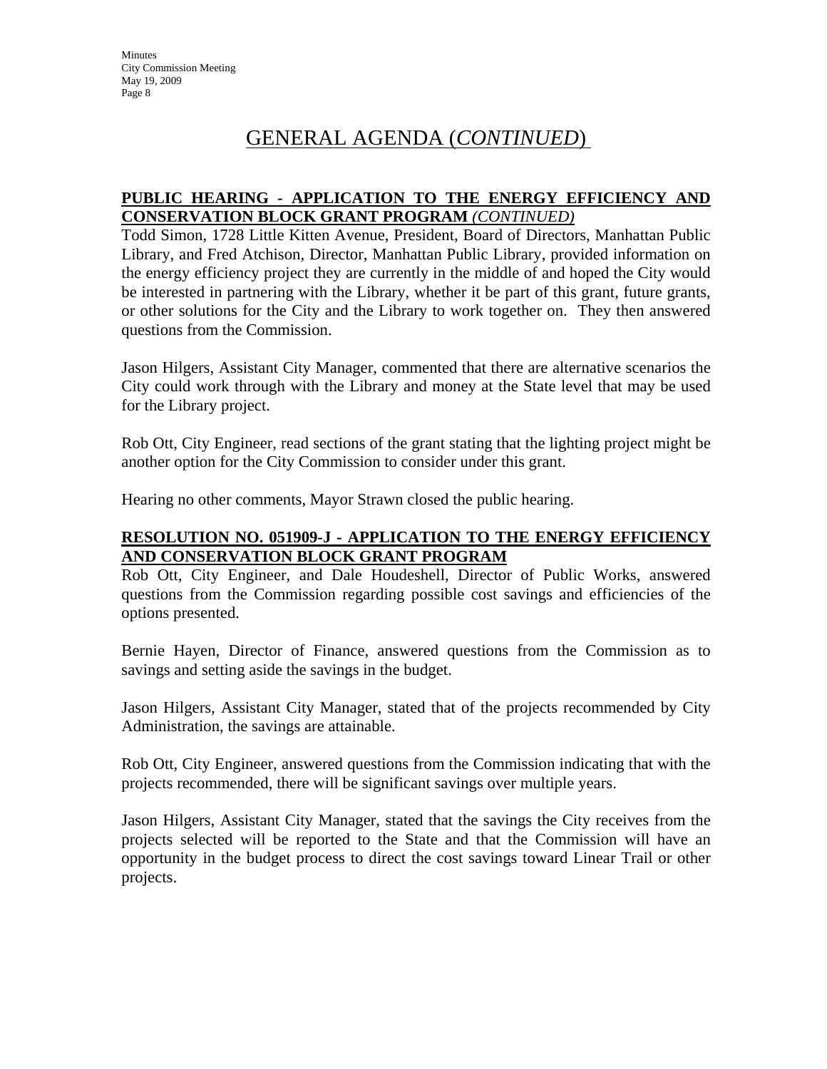# GENERAL AGENDA (*CONTINUED*)

**PUBLIC HEARING - APPLICATION TO THE ENERGY EFFICIENCY AND CONSERVATION BLOCK GRANT PROGRAM** *(CONTINUED)*

Todd Simon, 1728 Little Kitten Avenue, President, Board of Directors, Manhattan Public Library, and Fred Atchison, Director, Manhattan Public Library, provided information on the energy efficiency project they are currently in the middle of and hoped the City would be interested in partnering with the Library, whether it be part of this grant, future grants, or other solutions for the City and the Library to work together on. They then answered questions from the Commission.

Jason Hilgers, Assistant City Manager, commented that there are alternative scenarios the City could work through with the Library and money at the State level that may be used for the Library project.

Rob Ott, City Engineer, read sections of the grant stating that the lighting project might be another option for the City Commission to consider under this grant.

Hearing no other comments, Mayor Strawn closed the public hearing.

**RESOLUTION NO. 051909-J - APPLICATION TO THE ENERGY EFFICIENCY AND CONSERVATION BLOCK GRANT PROGRAM**

Rob Ott, City Engineer, and Dale Houdeshell, Director of Public Works, answered questions from the Commission regarding possible cost savings and efficiencies of the options presented.

Bernie Hayen, Director of Finance, answered questions from the Commission as to savings and setting aside the savings in the budget.

Jason Hilgers, Assistant City Manager, stated that of the projects recommended by City Administration, the savings are attainable.

Rob Ott, City Engineer, answered questions from the Commission indicating that with the projects recommended, there will be significant savings over multiple years.

Jason Hilgers, Assistant City Manager, stated that the savings the City receives from the projects selected will be reported to the State and that the Commission will have an opportunity in the budget process to direct the cost savings toward Linear Trail or other projects.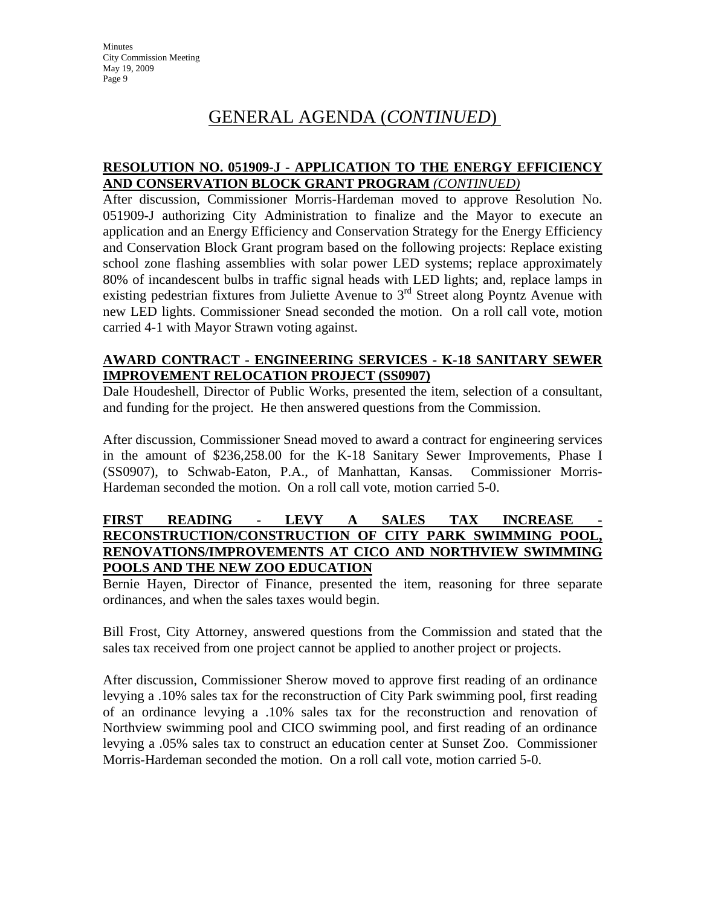# GENERAL AGENDA (*CONTINUED*)

**RESOLUTION NO. 051909-J - APPLICATION TO THE ENERGY EFFICIENCY AND CONSERVATION BLOCK GRANT PROGRAM** *(CONTINUED)*

After discussion, Commissioner Morris-Hardeman moved to approve Resolution No. 051909-J authorizing City Administration to finalize and the Mayor to execute an application and an Energy Efficiency and Conservation Strategy for the Energy Efficiency and Conservation Block Grant program based on the following projects: Replace existing school zone flashing assemblies with solar power LED systems; replace approximately 80% of incandescent bulbs in traffic signal heads with LED lights; and, replace lamps in existing pedestrian fixtures from Juliette Avenue to 3rd Street along Poyntz Avenue with new LED lights. Commissioner Snead seconded the motion. On a roll call vote, motion carried 4-1 with Mayor Strawn voting against.

**AWARD CONTRACT - ENGINEERING SERVICES - K-18 SANITARY SEWER IMPROVEMENT RELOCATION PROJECT (SS0907)**

Dale Houdeshell, Director of Public Works, presented the item, selection of a consultant, and funding for the project. He then answered questions from the Commission.

After discussion, Commissioner Snead moved to award a contract for engineering services in the amount of $236,258.00 for the K-18 Sanitary Sewer Improvements, Phase I (SS0907), to Schwab-Eaton, P.A., of Manhattan, Kansas. Commissioner Morris-Hardeman seconded the motion. On a roll call vote, motion carried 5-0.

**FIRST READING - LEVY A SALES TAX INCREASE - RECONSTRUCTION/CONSTRUCTION OF CITY PARK SWIMMING POOL, RENOVATIONS/IMPROVEMENTS AT CICO AND NORTHVIEW SWIMMING POOLS AND THE NEW ZOO EDUCATION**

Bernie Hayen, Director of Finance, presented the item, reasoning for three separate ordinances, and when the sales taxes would begin.

Bill Frost, City Attorney, answered questions from the Commission and stated that the sales tax received from one project cannot be applied to another project or projects.

After discussion, Commissioner Sherow moved to approve first reading of an ordinance levying a .10% sales tax for the reconstruction of City Park swimming pool, first reading of an ordinance levying a .10% sales tax for the reconstruction and renovation of Northview swimming pool and CICO swimming pool, and first reading of an ordinance levying a .05% sales tax to construct an education center at Sunset Zoo. Commissioner Morris-Hardeman seconded the motion. On a roll call vote, motion carried 5-0.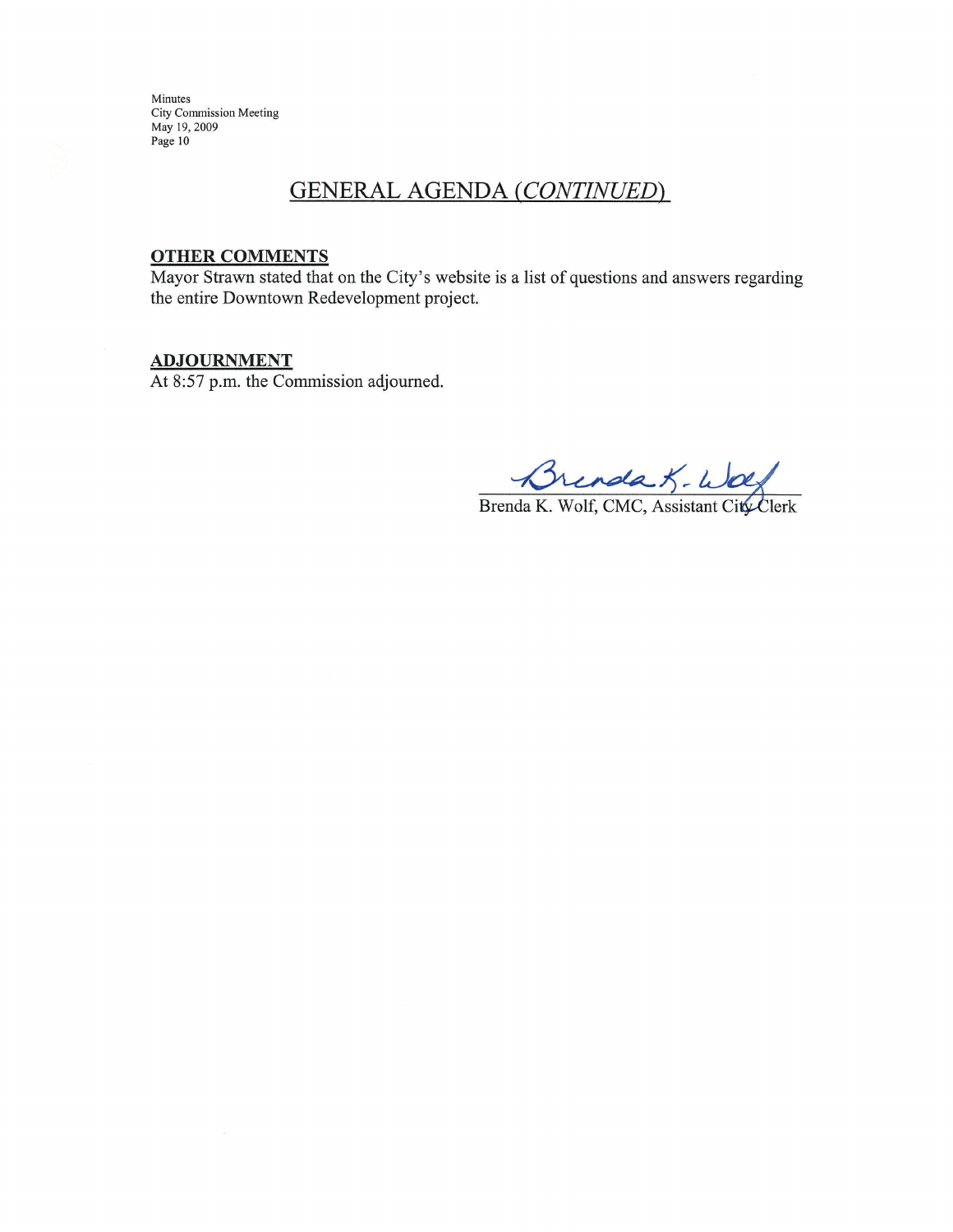## GENERAL AGENDA *(CONTINUED)*

**OTHER COMMENTS**
Mayor Strawn stated that on the City's website is a list of questions and answers regarding the entire Downtown Redevelopment project.

**ADJOURNMENT**
At 8:57 p.m. the Commission adjourned.

Brenda K. Wolf, CMC, Assistant City Clerk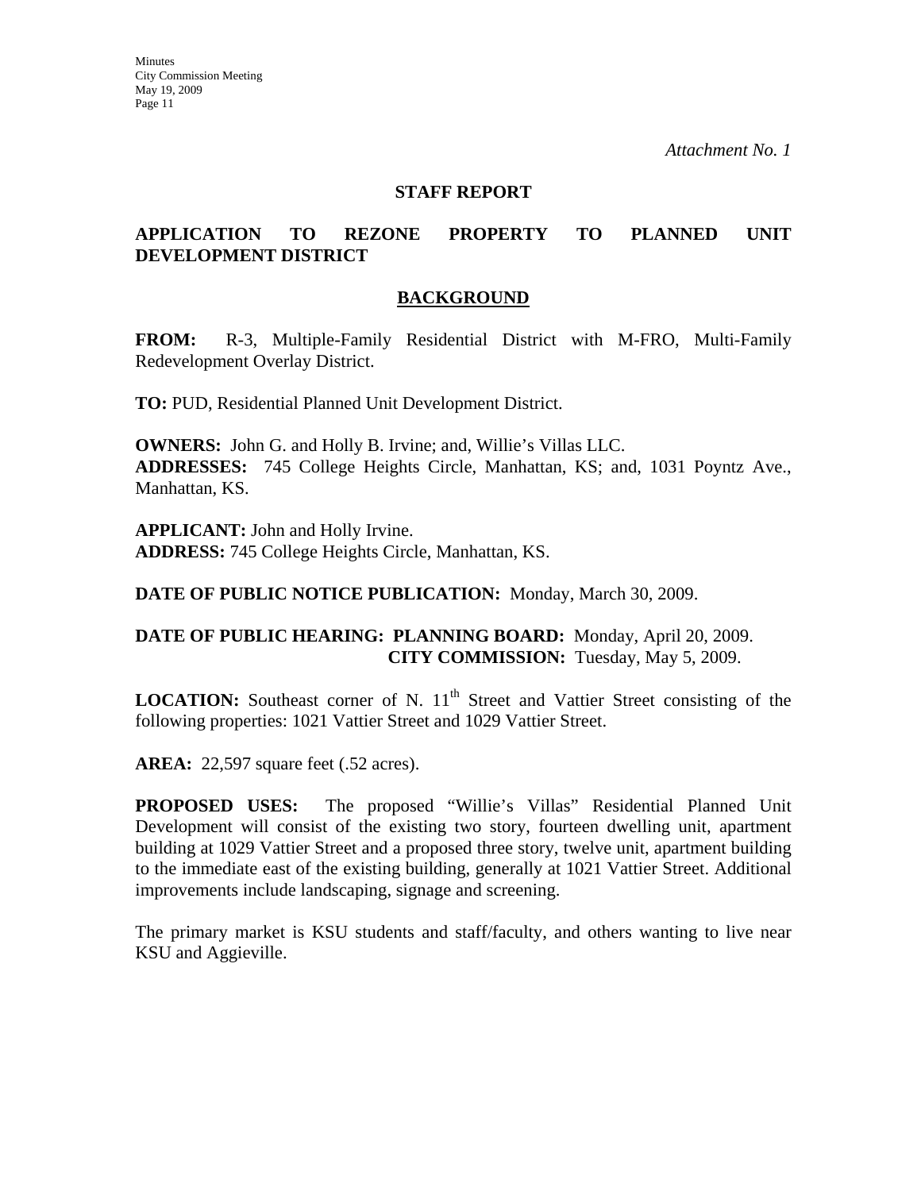*Attachment No. 1*

## STAFF REPORT

## APPLICATION TO REZONE PROPERTY TO PLANNED UNIT DEVELOPMENT DISTRICT

### BACKGROUND

**FROM:** R-3, Multiple-Family Residential District with M-FRO, Multi-Family Redevelopment Overlay District.

**TO:** PUD, Residential Planned Unit Development District.

**OWNERS:** John G. and Holly B. Irvine; and, Willie's Villas LLC.
**ADDRESSES:** 745 College Heights Circle, Manhattan, KS; and, 1031 Poyntz Ave., Manhattan, KS.

**APPLICANT:** John and Holly Irvine.
**ADDRESS:** 745 College Heights Circle, Manhattan, KS.

**DATE OF PUBLIC NOTICE PUBLICATION:** Monday, March 30, 2009.

**DATE OF PUBLIC HEARING: PLANNING BOARD:** Monday, April 20, 2009.
**CITY COMMISSION:** Tuesday, May 5, 2009.

**LOCATION:** Southeast corner of N. 11th Street and Vattier Street consisting of the following properties: 1021 Vattier Street and 1029 Vattier Street.

**AREA:** 22,597 square feet (.52 acres).

**PROPOSED USES:** The proposed "Willie's Villas" Residential Planned Unit Development will consist of the existing two story, fourteen dwelling unit, apartment building at 1029 Vattier Street and a proposed three story, twelve unit, apartment building to the immediate east of the existing building, generally at 1021 Vattier Street. Additional improvements include landscaping, signage and screening.

The primary market is KSU students and staff/faculty, and others wanting to live near KSU and Aggieville.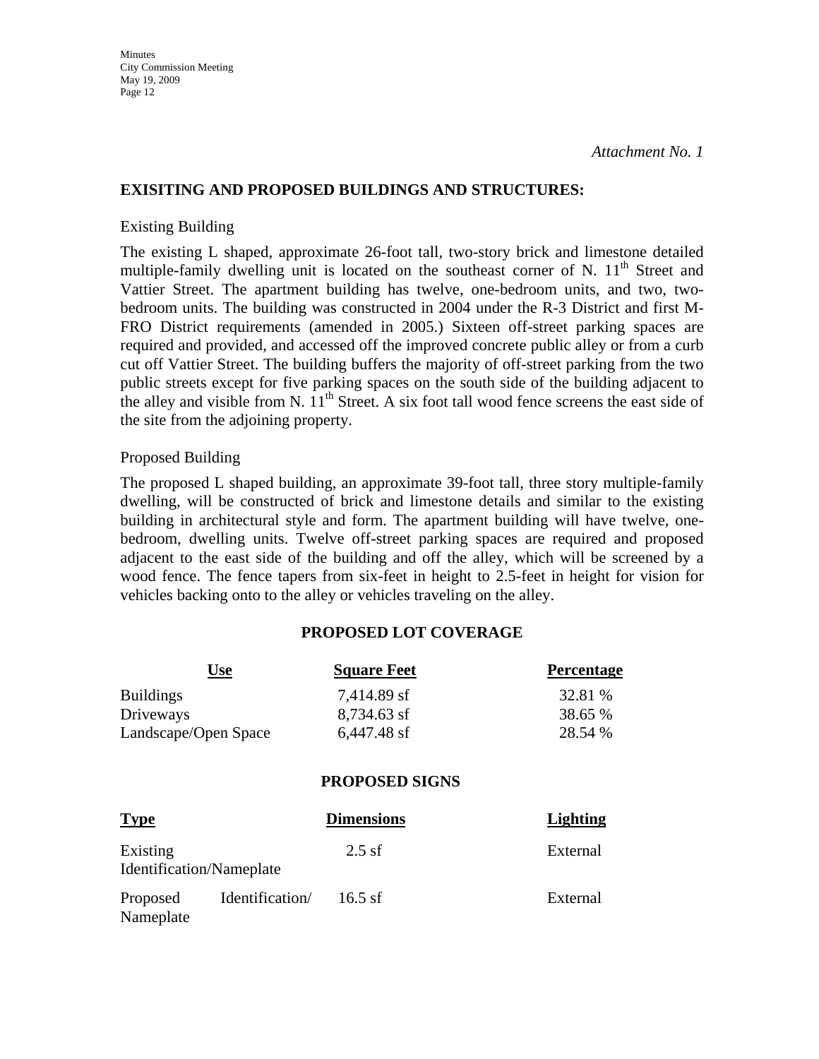*Attachment No. 1*

## EXISITING AND PROPOSED BUILDINGS AND STRUCTURES:

Existing Building

The existing L shaped, approximate 26-foot tall, two-story brick and limestone detailed multiple-family dwelling unit is located on the southeast corner of N. 11th Street and Vattier Street. The apartment building has twelve, one-bedroom units, and two, two-bedroom units. The building was constructed in 2004 under the R-3 District and first M-FRO District requirements (amended in 2005.) Sixteen off-street parking spaces are required and provided, and accessed off the improved concrete public alley or from a curb cut off Vattier Street. The building buffers the majority of off-street parking from the two public streets except for five parking spaces on the south side of the building adjacent to the alley and visible from N. 11th Street. A six foot tall wood fence screens the east side of the site from the adjoining property.

Proposed Building

The proposed L shaped building, an approximate 39-foot tall, three story multiple-family dwelling, will be constructed of brick and limestone details and similar to the existing building in architectural style and form. The apartment building will have twelve, one-bedroom, dwelling units. Twelve off-street parking spaces are required and proposed adjacent to the east side of the building and off the alley, which will be screened by a wood fence. The fence tapers from six-feet in height to 2.5-feet in height for vision for vehicles backing onto to the alley or vehicles traveling on the alley.

### PROPOSED LOT COVERAGE

| Use | Square Feet | Percentage |
|---|---|---|
| Buildings | 7,414.89 sf | 32.81 % |
| Driveways | 8,734.63 sf | 38.65 % |
| Landscape/Open Space | 6,447.48 sf | 28.54 % |

### PROPOSED SIGNS

| Type | Dimensions | Lighting |
|---|---|---|
| Existing Identification/Nameplate | 2.5 sf | External |
| Proposed Identification/ Nameplate | 16.5 sf | External |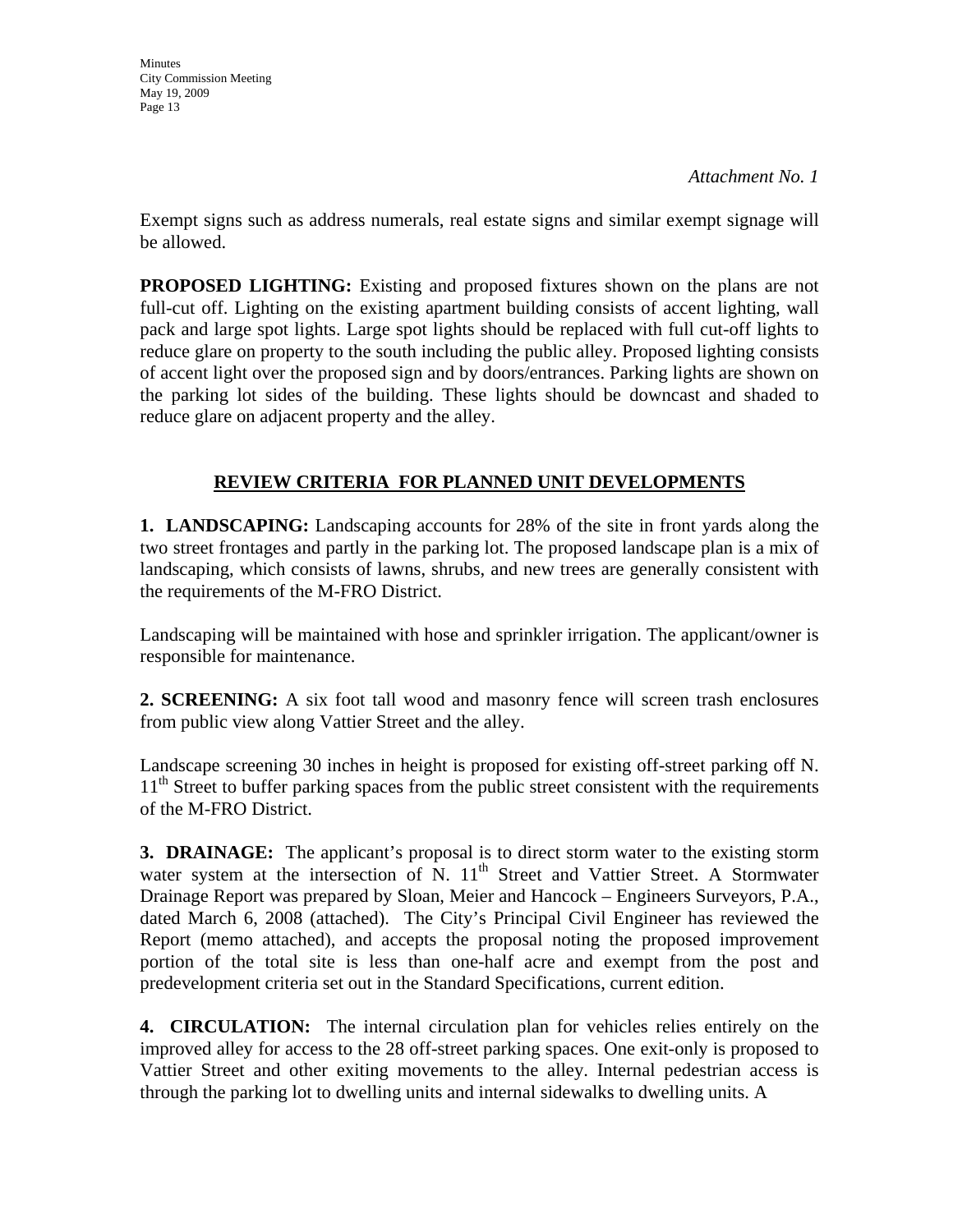*Attachment No. 1*

Exempt signs such as address numerals, real estate signs and similar exempt signage will be allowed.

**PROPOSED LIGHTING:** Existing and proposed fixtures shown on the plans are not full-cut off. Lighting on the existing apartment building consists of accent lighting, wall pack and large spot lights. Large spot lights should be replaced with full cut-off lights to reduce glare on property to the south including the public alley. Proposed lighting consists of accent light over the proposed sign and by doors/entrances. Parking lights are shown on the parking lot sides of the building. These lights should be downcast and shaded to reduce glare on adjacent property and the alley.

## REVIEW CRITERIA FOR PLANNED UNIT DEVELOPMENTS

**1. LANDSCAPING:** Landscaping accounts for 28% of the site in front yards along the two street frontages and partly in the parking lot. The proposed landscape plan is a mix of landscaping, which consists of lawns, shrubs, and new trees are generally consistent with the requirements of the M-FRO District.

Landscaping will be maintained with hose and sprinkler irrigation. The applicant/owner is responsible for maintenance.

**2. SCREENING:** A six foot tall wood and masonry fence will screen trash enclosures from public view along Vattier Street and the alley.

Landscape screening 30 inches in height is proposed for existing off-street parking off N. 11th Street to buffer parking spaces from the public street consistent with the requirements of the M-FRO District.

**3. DRAINAGE:** The applicant's proposal is to direct storm water to the existing storm water system at the intersection of N. 11th Street and Vattier Street. A Stormwater Drainage Report was prepared by Sloan, Meier and Hancock – Engineers Surveyors, P.A., dated March 6, 2008 (attached). The City's Principal Civil Engineer has reviewed the Report (memo attached), and accepts the proposal noting the proposed improvement portion of the total site is less than one-half acre and exempt from the post and predevelopment criteria set out in the Standard Specifications, current edition.

**4. CIRCULATION:** The internal circulation plan for vehicles relies entirely on the improved alley for access to the 28 off-street parking spaces. One exit-only is proposed to Vattier Street and other exiting movements to the alley. Internal pedestrian access is through the parking lot to dwelling units and internal sidewalks to dwelling units. A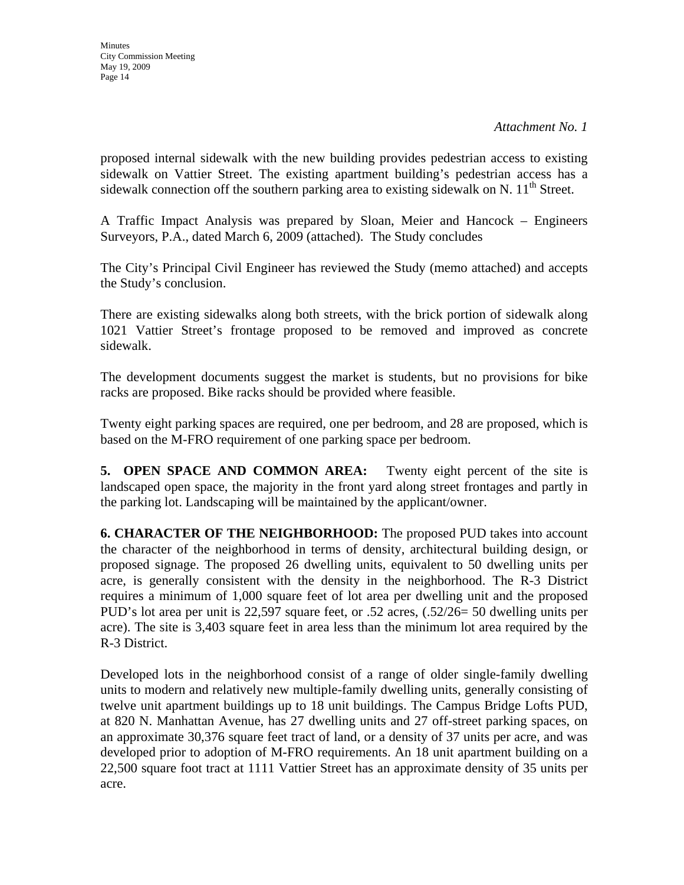*Attachment No. 1*

proposed internal sidewalk with the new building provides pedestrian access to existing sidewalk on Vattier Street. The existing apartment building's pedestrian access has a sidewalk connection off the southern parking area to existing sidewalk on N. 11th Street.

A Traffic Impact Analysis was prepared by Sloan, Meier and Hancock – Engineers Surveyors, P.A., dated March 6, 2009 (attached). The Study concludes

The City's Principal Civil Engineer has reviewed the Study (memo attached) and accepts the Study's conclusion.

There are existing sidewalks along both streets, with the brick portion of sidewalk along 1021 Vattier Street's frontage proposed to be removed and improved as concrete sidewalk.

The development documents suggest the market is students, but no provisions for bike racks are proposed. Bike racks should be provided where feasible.

Twenty eight parking spaces are required, one per bedroom, and 28 are proposed, which is based on the M-FRO requirement of one parking space per bedroom.

**5. OPEN SPACE AND COMMON AREA:** Twenty eight percent of the site is landscaped open space, the majority in the front yard along street frontages and partly in the parking lot. Landscaping will be maintained by the applicant/owner.

**6. CHARACTER OF THE NEIGHBORHOOD:** The proposed PUD takes into account the character of the neighborhood in terms of density, architectural building design, or proposed signage. The proposed 26 dwelling units, equivalent to 50 dwelling units per acre, is generally consistent with the density in the neighborhood. The R-3 District requires a minimum of 1,000 square feet of lot area per dwelling unit and the proposed PUD's lot area per unit is 22,597 square feet, or .52 acres, (.52/26= 50 dwelling units per acre). The site is 3,403 square feet in area less than the minimum lot area required by the R-3 District.

Developed lots in the neighborhood consist of a range of older single-family dwelling units to modern and relatively new multiple-family dwelling units, generally consisting of twelve unit apartment buildings up to 18 unit buildings. The Campus Bridge Lofts PUD, at 820 N. Manhattan Avenue, has 27 dwelling units and 27 off-street parking spaces, on an approximate 30,376 square feet tract of land, or a density of 37 units per acre, and was developed prior to adoption of M-FRO requirements. An 18 unit apartment building on a 22,500 square foot tract at 1111 Vattier Street has an approximate density of 35 units per acre.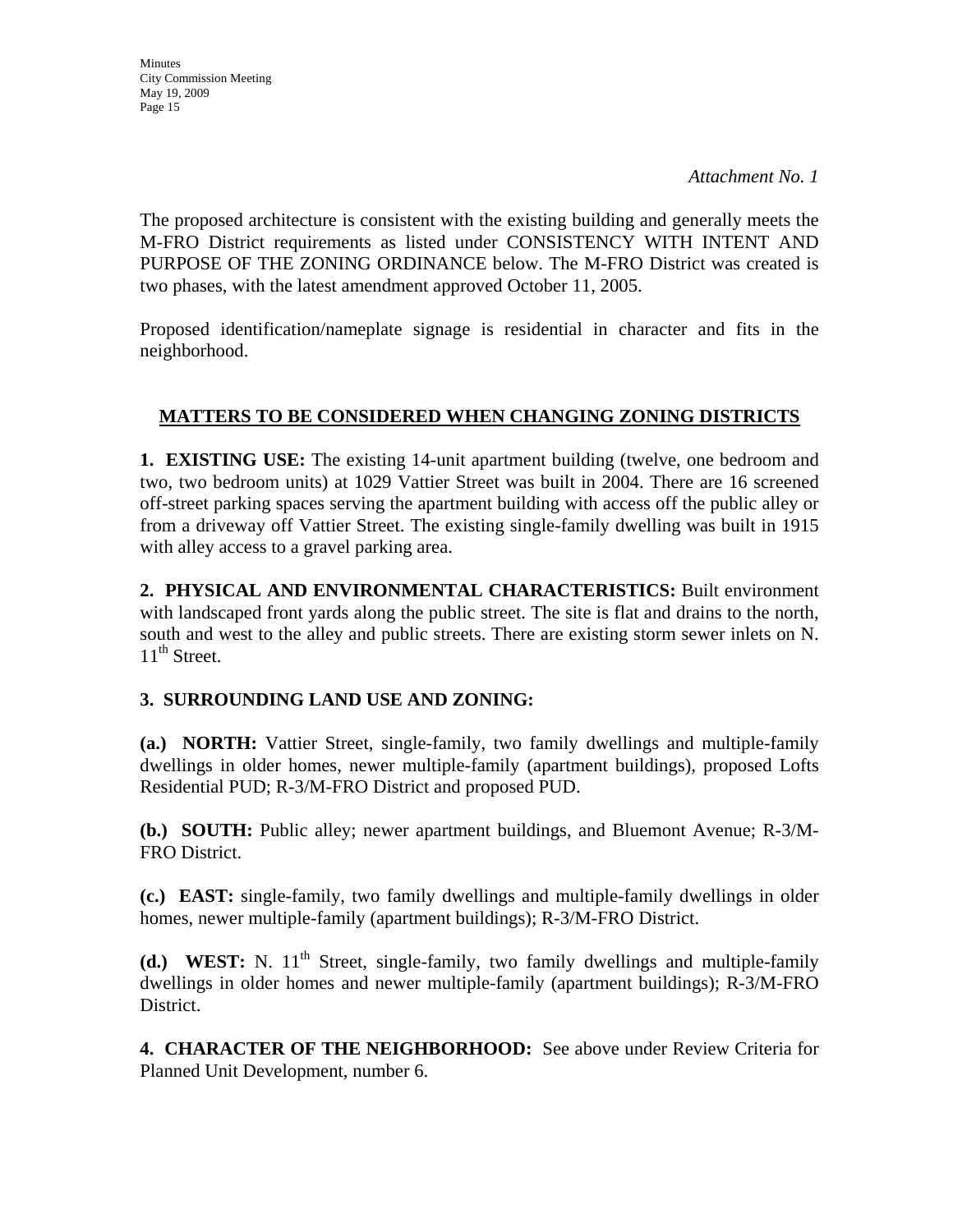*Attachment No. 1*

The proposed architecture is consistent with the existing building and generally meets the M-FRO District requirements as listed under CONSISTENCY WITH INTENT AND PURPOSE OF THE ZONING ORDINANCE below. The M-FRO District was created is two phases, with the latest amendment approved October 11, 2005.

Proposed identification/nameplate signage is residential in character and fits in the neighborhood.

## MATTERS TO BE CONSIDERED WHEN CHANGING ZONING DISTRICTS

**1. EXISTING USE:** The existing 14-unit apartment building (twelve, one bedroom and two, two bedroom units) at 1029 Vattier Street was built in 2004. There are 16 screened off-street parking spaces serving the apartment building with access off the public alley or from a driveway off Vattier Street. The existing single-family dwelling was built in 1915 with alley access to a gravel parking area.

**2. PHYSICAL AND ENVIRONMENTAL CHARACTERISTICS:** Built environment with landscaped front yards along the public street. The site is flat and drains to the north, south and west to the alley and public streets. There are existing storm sewer inlets on N. 11th Street.

**3. SURROUNDING LAND USE AND ZONING:**

**(a.) NORTH:** Vattier Street, single-family, two family dwellings and multiple-family dwellings in older homes, newer multiple-family (apartment buildings), proposed Lofts Residential PUD; R-3/M-FRO District and proposed PUD.

**(b.) SOUTH:** Public alley; newer apartment buildings, and Bluemont Avenue; R-3/M-FRO District.

**(c.) EAST:** single-family, two family dwellings and multiple-family dwellings in older homes, newer multiple-family (apartment buildings); R-3/M-FRO District.

**(d.) WEST:** N. 11th Street, single-family, two family dwellings and multiple-family dwellings in older homes and newer multiple-family (apartment buildings); R-3/M-FRO District.

**4. CHARACTER OF THE NEIGHBORHOOD:** See above under Review Criteria for Planned Unit Development, number 6.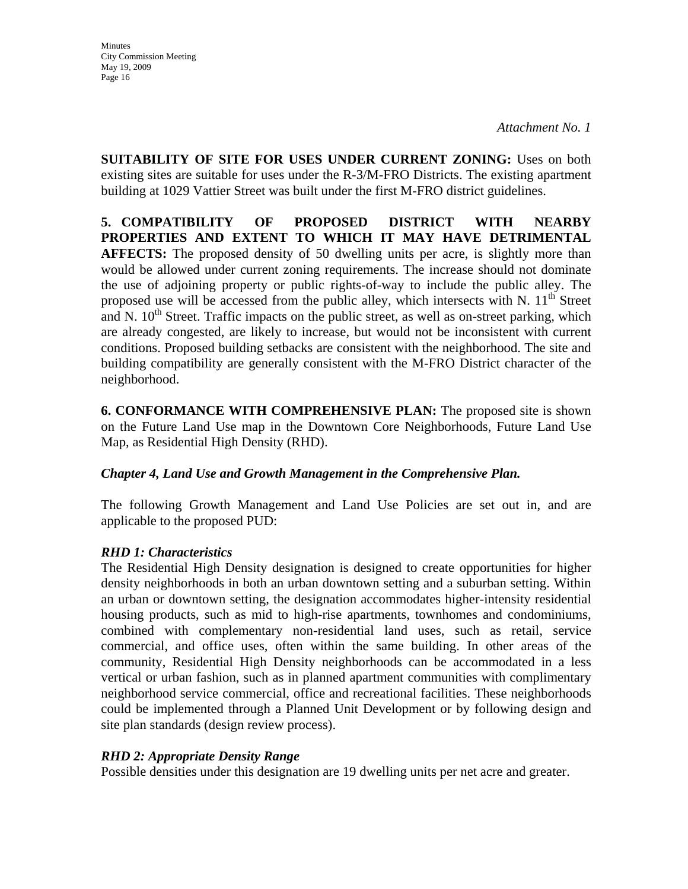*Attachment No. 1*

**SUITABILITY OF SITE FOR USES UNDER CURRENT ZONING:** Uses on both existing sites are suitable for uses under the R-3/M-FRO Districts. The existing apartment building at 1029 Vattier Street was built under the first M-FRO district guidelines.

**5. COMPATIBILITY OF PROPOSED DISTRICT WITH NEARBY PROPERTIES AND EXTENT TO WHICH IT MAY HAVE DETRIMENTAL AFFECTS:** The proposed density of 50 dwelling units per acre, is slightly more than would be allowed under current zoning requirements. The increase should not dominate the use of adjoining property or public rights-of-way to include the public alley. The proposed use will be accessed from the public alley, which intersects with N. 11th Street and N. 10th Street. Traffic impacts on the public street, as well as on-street parking, which are already congested, are likely to increase, but would not be inconsistent with current conditions. Proposed building setbacks are consistent with the neighborhood. The site and building compatibility are generally consistent with the M-FRO District character of the neighborhood.

**6. CONFORMANCE WITH COMPREHENSIVE PLAN:** The proposed site is shown on the Future Land Use map in the Downtown Core Neighborhoods, Future Land Use Map, as Residential High Density (RHD).

***Chapter 4, Land Use and Growth Management in the Comprehensive Plan.***

The following Growth Management and Land Use Policies are set out in, and are applicable to the proposed PUD:

***RHD 1: Characteristics***

The Residential High Density designation is designed to create opportunities for higher density neighborhoods in both an urban downtown setting and a suburban setting. Within an urban or downtown setting, the designation accommodates higher-intensity residential housing products, such as mid to high-rise apartments, townhomes and condominiums, combined with complementary non-residential land uses, such as retail, service commercial, and office uses, often within the same building. In other areas of the community, Residential High Density neighborhoods can be accommodated in a less vertical or urban fashion, such as in planned apartment communities with complimentary neighborhood service commercial, office and recreational facilities. These neighborhoods could be implemented through a Planned Unit Development or by following design and site plan standards (design review process).

***RHD 2: Appropriate Density Range***

Possible densities under this designation are 19 dwelling units per net acre and greater.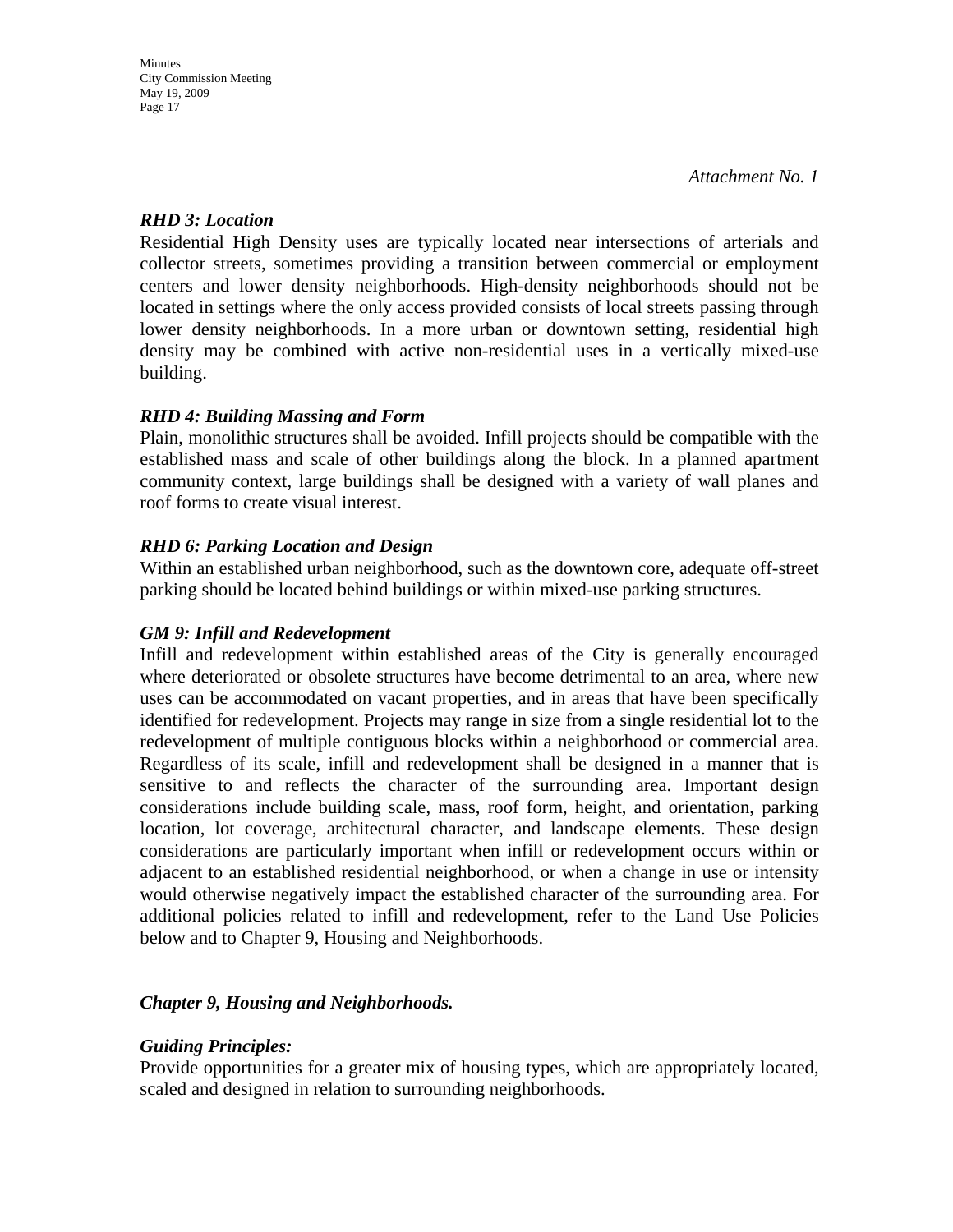*Attachment No. 1*

***RHD 3: Location***

Residential High Density uses are typically located near intersections of arterials and collector streets, sometimes providing a transition between commercial or employment centers and lower density neighborhoods. High-density neighborhoods should not be located in settings where the only access provided consists of local streets passing through lower density neighborhoods. In a more urban or downtown setting, residential high density may be combined with active non-residential uses in a vertically mixed-use building.

***RHD 4: Building Massing and Form***

Plain, monolithic structures shall be avoided. Infill projects should be compatible with the established mass and scale of other buildings along the block. In a planned apartment community context, large buildings shall be designed with a variety of wall planes and roof forms to create visual interest.

***RHD 6: Parking Location and Design***

Within an established urban neighborhood, such as the downtown core, adequate off-street parking should be located behind buildings or within mixed-use parking structures.

***GM 9: Infill and Redevelopment***

Infill and redevelopment within established areas of the City is generally encouraged where deteriorated or obsolete structures have become detrimental to an area, where new uses can be accommodated on vacant properties, and in areas that have been specifically identified for redevelopment. Projects may range in size from a single residential lot to the redevelopment of multiple contiguous blocks within a neighborhood or commercial area. Regardless of its scale, infill and redevelopment shall be designed in a manner that is sensitive to and reflects the character of the surrounding area. Important design considerations include building scale, mass, roof form, height, and orientation, parking location, lot coverage, architectural character, and landscape elements. These design considerations are particularly important when infill or redevelopment occurs within or adjacent to an established residential neighborhood, or when a change in use or intensity would otherwise negatively impact the established character of the surrounding area. For additional policies related to infill and redevelopment, refer to the Land Use Policies below and to Chapter 9, Housing and Neighborhoods.

***Chapter 9, Housing and Neighborhoods.***

***Guiding Principles:***

Provide opportunities for a greater mix of housing types, which are appropriately located, scaled and designed in relation to surrounding neighborhoods.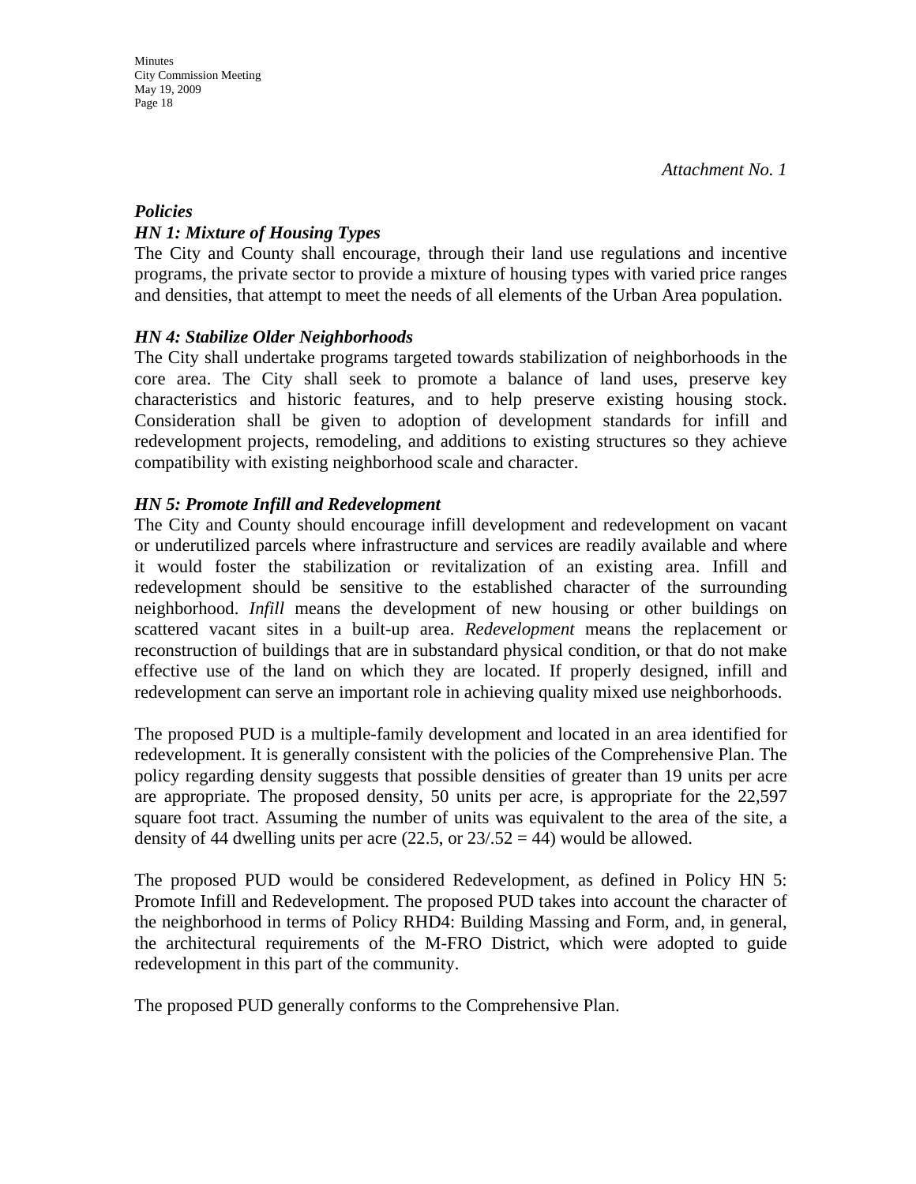*Attachment No. 1*

***Policies***

***HN 1: Mixture of Housing Types***

The City and County shall encourage, through their land use regulations and incentive programs, the private sector to provide a mixture of housing types with varied price ranges and densities, that attempt to meet the needs of all elements of the Urban Area population.

***HN 4: Stabilize Older Neighborhoods***

The City shall undertake programs targeted towards stabilization of neighborhoods in the core area. The City shall seek to promote a balance of land uses, preserve key characteristics and historic features, and to help preserve existing housing stock. Consideration shall be given to adoption of development standards for infill and redevelopment projects, remodeling, and additions to existing structures so they achieve compatibility with existing neighborhood scale and character.

***HN 5: Promote Infill and Redevelopment***

The City and County should encourage infill development and redevelopment on vacant or underutilized parcels where infrastructure and services are readily available and where it would foster the stabilization or revitalization of an existing area. Infill and redevelopment should be sensitive to the established character of the surrounding neighborhood. *Infill* means the development of new housing or other buildings on scattered vacant sites in a built-up area. *Redevelopment* means the replacement or reconstruction of buildings that are in substandard physical condition, or that do not make effective use of the land on which they are located. If properly designed, infill and redevelopment can serve an important role in achieving quality mixed use neighborhoods.

The proposed PUD is a multiple-family development and located in an area identified for redevelopment. It is generally consistent with the policies of the Comprehensive Plan. The policy regarding density suggests that possible densities of greater than 19 units per acre are appropriate. The proposed density, 50 units per acre, is appropriate for the 22,597 square foot tract. Assuming the number of units was equivalent to the area of the site, a density of 44 dwelling units per acre (22.5, or 23/.52 = 44) would be allowed.

The proposed PUD would be considered Redevelopment, as defined in Policy HN 5: Promote Infill and Redevelopment. The proposed PUD takes into account the character of the neighborhood in terms of Policy RHD4: Building Massing and Form, and, in general, the architectural requirements of the M-FRO District, which were adopted to guide redevelopment in this part of the community.

The proposed PUD generally conforms to the Comprehensive Plan.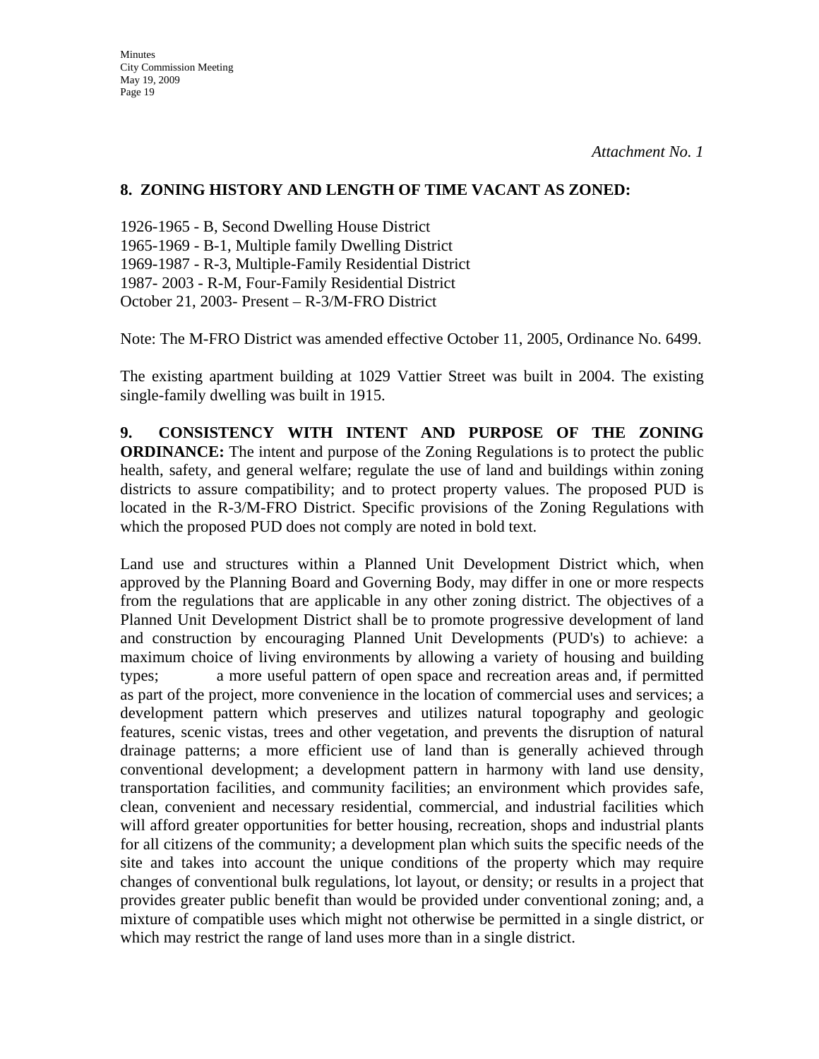*Attachment No. 1*

**8. ZONING HISTORY AND LENGTH OF TIME VACANT AS ZONED:**

1926-1965 - B, Second Dwelling House District
1965-1969 - B-1, Multiple family Dwelling District
1969-1987 - R-3, Multiple-Family Residential District
1987- 2003 - R-M, Four-Family Residential District
October 21, 2003- Present – R-3/M-FRO District

Note: The M-FRO District was amended effective October 11, 2005, Ordinance No. 6499.

The existing apartment building at 1029 Vattier Street was built in 2004. The existing single-family dwelling was built in 1915.

**9. CONSISTENCY WITH INTENT AND PURPOSE OF THE ZONING ORDINANCE:** The intent and purpose of the Zoning Regulations is to protect the public health, safety, and general welfare; regulate the use of land and buildings within zoning districts to assure compatibility; and to protect property values. The proposed PUD is located in the R-3/M-FRO District. Specific provisions of the Zoning Regulations with which the proposed PUD does not comply are noted in bold text.

Land use and structures within a Planned Unit Development District which, when approved by the Planning Board and Governing Body, may differ in one or more respects from the regulations that are applicable in any other zoning district. The objectives of a Planned Unit Development District shall be to promote progressive development of land and construction by encouraging Planned Unit Developments (PUD's) to achieve: a maximum choice of living environments by allowing a variety of housing and building types; a more useful pattern of open space and recreation areas and, if permitted as part of the project, more convenience in the location of commercial uses and services; a development pattern which preserves and utilizes natural topography and geologic features, scenic vistas, trees and other vegetation, and prevents the disruption of natural drainage patterns; a more efficient use of land than is generally achieved through conventional development; a development pattern in harmony with land use density, transportation facilities, and community facilities; an environment which provides safe, clean, convenient and necessary residential, commercial, and industrial facilities which will afford greater opportunities for better housing, recreation, shops and industrial plants for all citizens of the community; a development plan which suits the specific needs of the site and takes into account the unique conditions of the property which may require changes of conventional bulk regulations, lot layout, or density; or results in a project that provides greater public benefit than would be provided under conventional zoning; and, a mixture of compatible uses which might not otherwise be permitted in a single district, or which may restrict the range of land uses more than in a single district.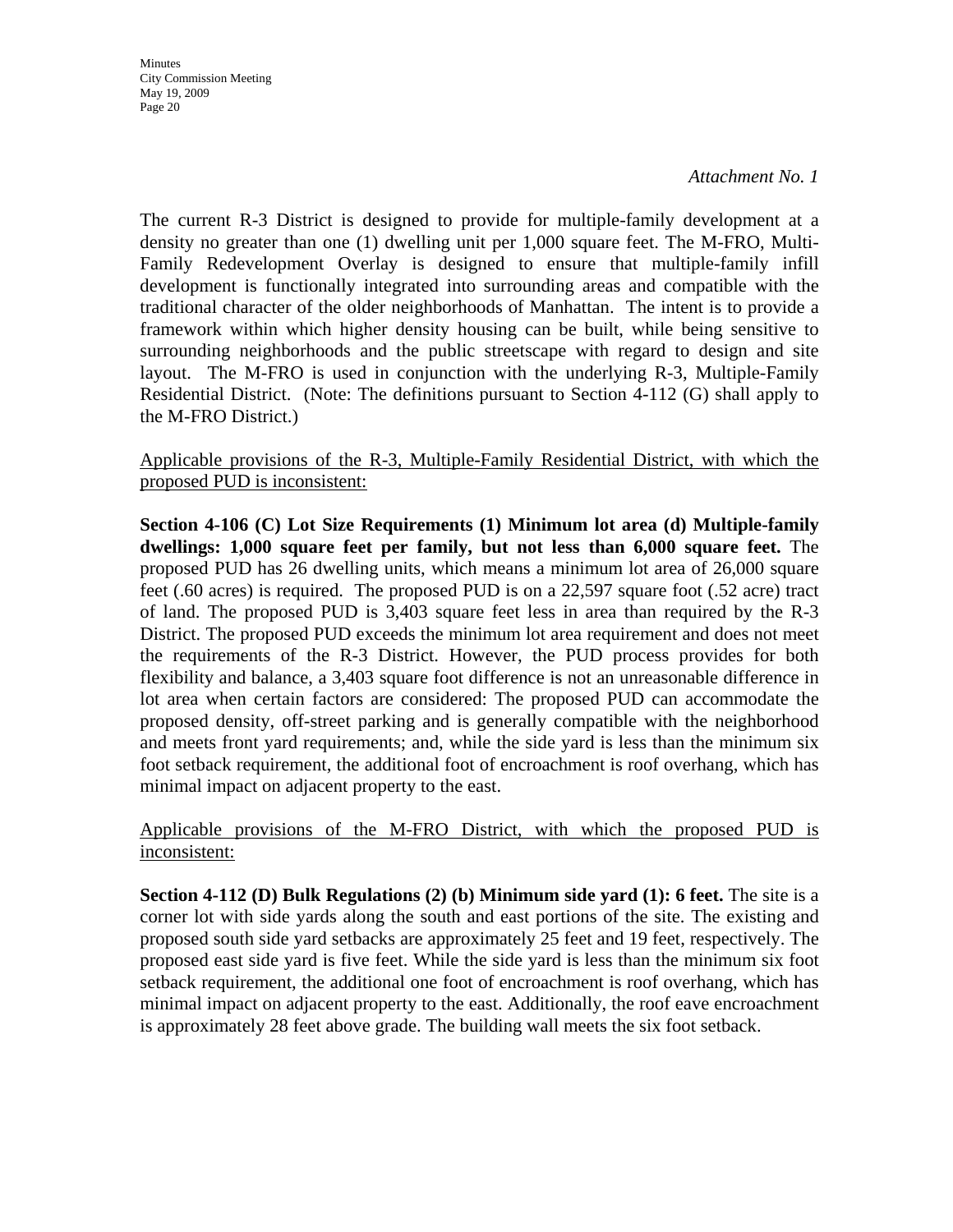*Attachment No. 1*

The current R-3 District is designed to provide for multiple-family development at a density no greater than one (1) dwelling unit per 1,000 square feet. The M-FRO, Multi-Family Redevelopment Overlay is designed to ensure that multiple-family infill development is functionally integrated into surrounding areas and compatible with the traditional character of the older neighborhoods of Manhattan. The intent is to provide a framework within which higher density housing can be built, while being sensitive to surrounding neighborhoods and the public streetscape with regard to design and site layout. The M-FRO is used in conjunction with the underlying R-3, Multiple-Family Residential District. (Note: The definitions pursuant to Section 4-112 (G) shall apply to the M-FRO District.)

<u>Applicable provisions of the R-3, Multiple-Family Residential District, with which the proposed PUD is inconsistent:</u>

**Section 4-106 (C) Lot Size Requirements (1) Minimum lot area (d) Multiple-family dwellings: 1,000 square feet per family, but not less than 6,000 square feet.** The proposed PUD has 26 dwelling units, which means a minimum lot area of 26,000 square feet (.60 acres) is required. The proposed PUD is on a 22,597 square foot (.52 acre) tract of land. The proposed PUD is 3,403 square feet less in area than required by the R-3 District. The proposed PUD exceeds the minimum lot area requirement and does not meet the requirements of the R-3 District. However, the PUD process provides for both flexibility and balance, a 3,403 square foot difference is not an unreasonable difference in lot area when certain factors are considered: The proposed PUD can accommodate the proposed density, off-street parking and is generally compatible with the neighborhood and meets front yard requirements; and, while the side yard is less than the minimum six foot setback requirement, the additional foot of encroachment is roof overhang, which has minimal impact on adjacent property to the east.

<u>Applicable provisions of the M-FRO District, with which the proposed PUD is inconsistent:</u>

**Section 4-112 (D) Bulk Regulations (2) (b) Minimum side yard (1): 6 feet.** The site is a corner lot with side yards along the south and east portions of the site. The existing and proposed south side yard setbacks are approximately 25 feet and 19 feet, respectively. The proposed east side yard is five feet. While the side yard is less than the minimum six foot setback requirement, the additional one foot of encroachment is roof overhang, which has minimal impact on adjacent property to the east. Additionally, the roof eave encroachment is approximately 28 feet above grade. The building wall meets the six foot setback.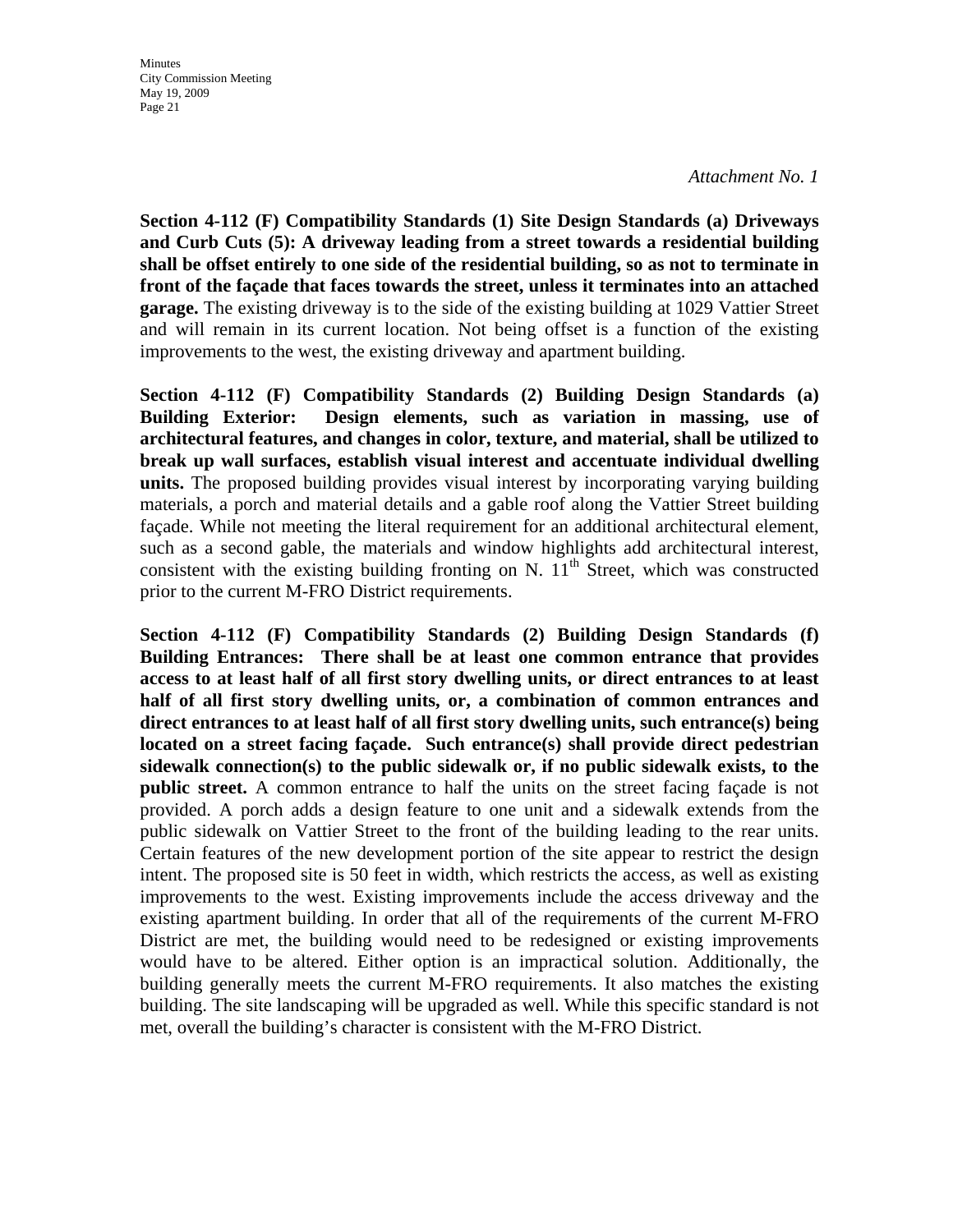*Attachment No. 1*

**Section 4-112 (F) Compatibility Standards (1) Site Design Standards (a) Driveways and Curb Cuts (5): A driveway leading from a street towards a residential building shall be offset entirely to one side of the residential building, so as not to terminate in front of the façade that faces towards the street, unless it terminates into an attached garage.** The existing driveway is to the side of the existing building at 1029 Vattier Street and will remain in its current location. Not being offset is a function of the existing improvements to the west, the existing driveway and apartment building.

**Section 4-112 (F) Compatibility Standards (2) Building Design Standards (a) Building Exterior: Design elements, such as variation in massing, use of architectural features, and changes in color, texture, and material, shall be utilized to break up wall surfaces, establish visual interest and accentuate individual dwelling units.** The proposed building provides visual interest by incorporating varying building materials, a porch and material details and a gable roof along the Vattier Street building façade. While not meeting the literal requirement for an additional architectural element, such as a second gable, the materials and window highlights add architectural interest, consistent with the existing building fronting on N. 11th Street, which was constructed prior to the current M-FRO District requirements.

**Section 4-112 (F) Compatibility Standards (2) Building Design Standards (f) Building Entrances: There shall be at least one common entrance that provides access to at least half of all first story dwelling units, or direct entrances to at least half of all first story dwelling units, or, a combination of common entrances and direct entrances to at least half of all first story dwelling units, such entrance(s) being located on a street facing façade. Such entrance(s) shall provide direct pedestrian sidewalk connection(s) to the public sidewalk or, if no public sidewalk exists, to the public street.** A common entrance to half the units on the street facing façade is not provided. A porch adds a design feature to one unit and a sidewalk extends from the public sidewalk on Vattier Street to the front of the building leading to the rear units. Certain features of the new development portion of the site appear to restrict the design intent. The proposed site is 50 feet in width, which restricts the access, as well as existing improvements to the west. Existing improvements include the access driveway and the existing apartment building. In order that all of the requirements of the current M-FRO District are met, the building would need to be redesigned or existing improvements would have to be altered. Either option is an impractical solution. Additionally, the building generally meets the current M-FRO requirements. It also matches the existing building. The site landscaping will be upgraded as well. While this specific standard is not met, overall the building's character is consistent with the M-FRO District.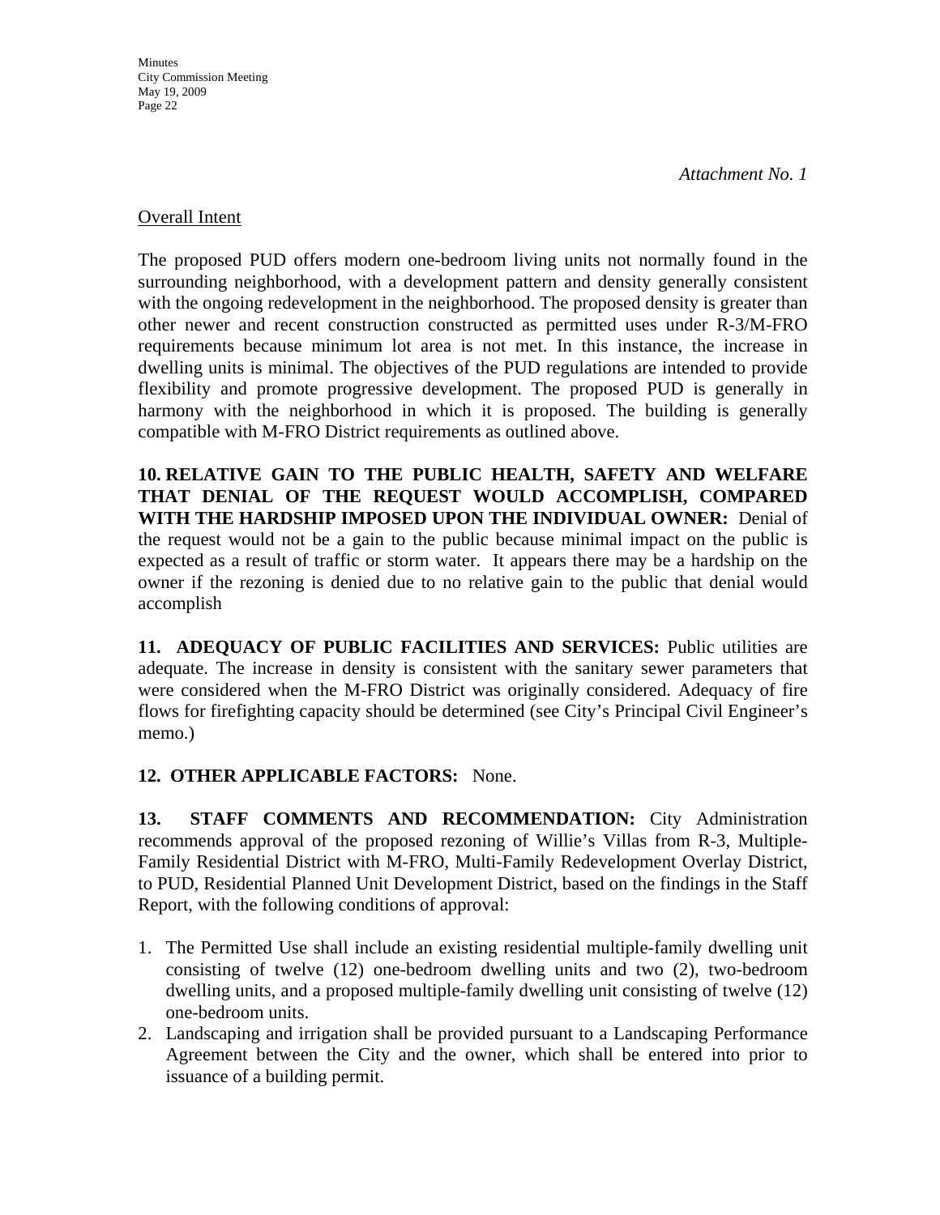*Attachment No. 1*

Overall Intent

The proposed PUD offers modern one-bedroom living units not normally found in the surrounding neighborhood, with a development pattern and density generally consistent with the ongoing redevelopment in the neighborhood. The proposed density is greater than other newer and recent construction constructed as permitted uses under R-3/M-FRO requirements because minimum lot area is not met. In this instance, the increase in dwelling units is minimal. The objectives of the PUD regulations are intended to provide flexibility and promote progressive development. The proposed PUD is generally in harmony with the neighborhood in which it is proposed. The building is generally compatible with M-FRO District requirements as outlined above.

**10. RELATIVE GAIN TO THE PUBLIC HEALTH, SAFETY AND WELFARE THAT DENIAL OF THE REQUEST WOULD ACCOMPLISH, COMPARED WITH THE HARDSHIP IMPOSED UPON THE INDIVIDUAL OWNER:** Denial of the request would not be a gain to the public because minimal impact on the public is expected as a result of traffic or storm water. It appears there may be a hardship on the owner if the rezoning is denied due to no relative gain to the public that denial would accomplish

**11. ADEQUACY OF PUBLIC FACILITIES AND SERVICES:** Public utilities are adequate. The increase in density is consistent with the sanitary sewer parameters that were considered when the M-FRO District was originally considered. Adequacy of fire flows for firefighting capacity should be determined (see City's Principal Civil Engineer's memo.)

**12. OTHER APPLICABLE FACTORS:** None.

**13. STAFF COMMENTS AND RECOMMENDATION:** City Administration recommends approval of the proposed rezoning of Willie's Villas from R-3, Multiple-Family Residential District with M-FRO, Multi-Family Redevelopment Overlay District, to PUD, Residential Planned Unit Development District, based on the findings in the Staff Report, with the following conditions of approval:

1. The Permitted Use shall include an existing residential multiple-family dwelling unit consisting of twelve (12) one-bedroom dwelling units and two (2), two-bedroom dwelling units, and a proposed multiple-family dwelling unit consisting of twelve (12) one-bedroom units.
2. Landscaping and irrigation shall be provided pursuant to a Landscaping Performance Agreement between the City and the owner, which shall be entered into prior to issuance of a building permit.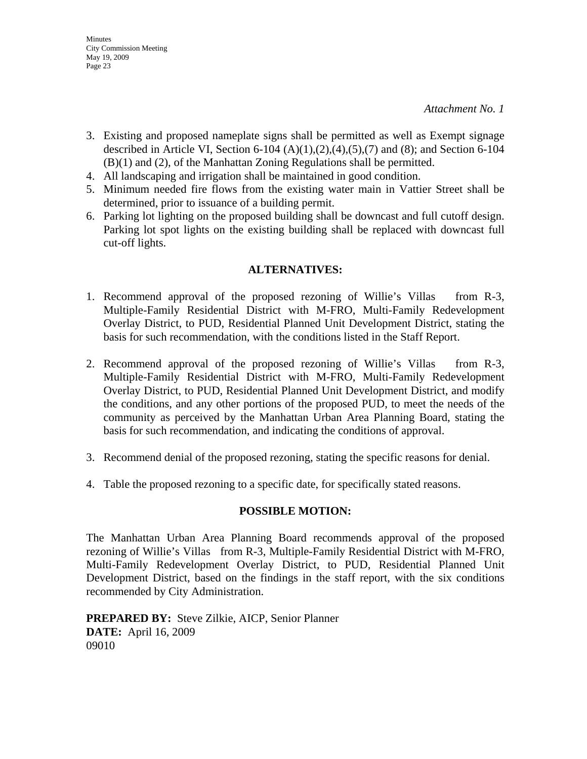*Attachment No. 1*

3. Existing and proposed nameplate signs shall be permitted as well as Exempt signage described in Article VI, Section 6-104 (A)(1),(2),(4),(5),(7) and (8); and Section 6-104 (B)(1) and (2), of the Manhattan Zoning Regulations shall be permitted.
4. All landscaping and irrigation shall be maintained in good condition.
5. Minimum needed fire flows from the existing water main in Vattier Street shall be determined, prior to issuance of a building permit.
6. Parking lot lighting on the proposed building shall be downcast and full cutoff design. Parking lot spot lights on the existing building shall be replaced with downcast full cut-off lights.

## ALTERNATIVES:

1. Recommend approval of the proposed rezoning of Willie's Villas from R-3, Multiple-Family Residential District with M-FRO, Multi-Family Redevelopment Overlay District, to PUD, Residential Planned Unit Development District, stating the basis for such recommendation, with the conditions listed in the Staff Report.

2. Recommend approval of the proposed rezoning of Willie's Villas from R-3, Multiple-Family Residential District with M-FRO, Multi-Family Redevelopment Overlay District, to PUD, Residential Planned Unit Development District, and modify the conditions, and any other portions of the proposed PUD, to meet the needs of the community as perceived by the Manhattan Urban Area Planning Board, stating the basis for such recommendation, and indicating the conditions of approval.

3. Recommend denial of the proposed rezoning, stating the specific reasons for denial.

4. Table the proposed rezoning to a specific date, for specifically stated reasons.

## POSSIBLE MOTION:

The Manhattan Urban Area Planning Board recommends approval of the proposed rezoning of Willie's Villas from R-3, Multiple-Family Residential District with M-FRO, Multi-Family Redevelopment Overlay District, to PUD, Residential Planned Unit Development District, based on the findings in the staff report, with the six conditions recommended by City Administration.

**PREPARED BY:** Steve Zilkie, AICP, Senior Planner
**DATE:** April 16, 2009
09010